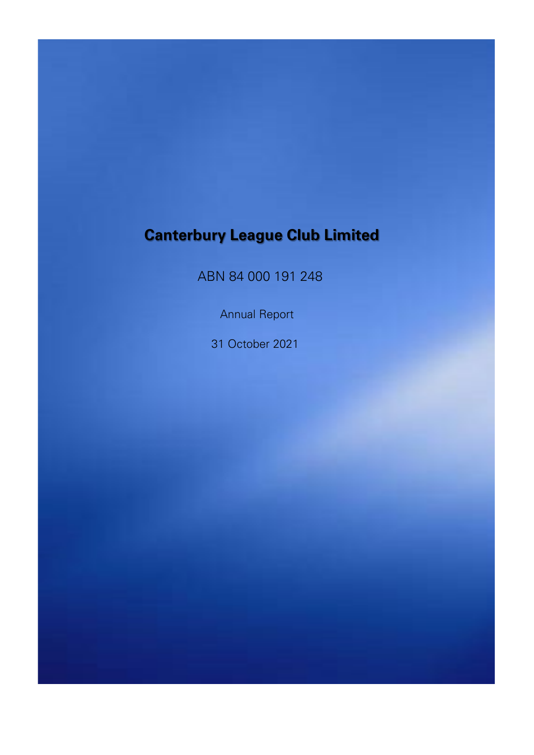# Canterbury League Club Limited

ABN 84 000 191 248

Annual Report

31 October 2021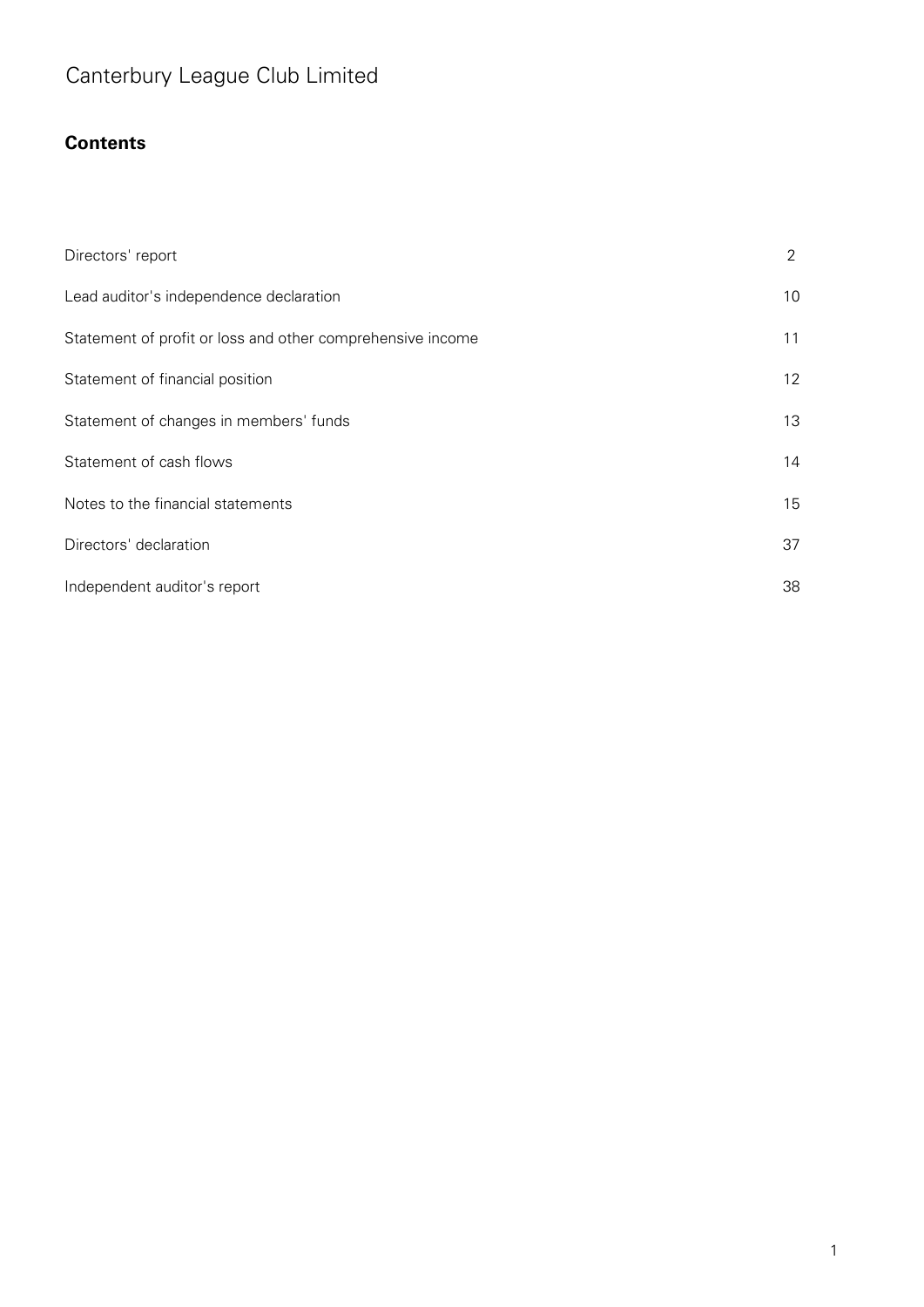# Canterbury League Club Limited

## Contents

| | |
|---|---|
| Directors' report | 2 |
| Lead auditor's independence declaration | 10 |
| Statement of profit or loss and other comprehensive income | 11 |
| Statement of financial position | 12 |
| Statement of changes in members' funds | 13 |
| Statement of cash flows | 14 |
| Notes to the financial statements | 15 |
| Directors' declaration | 37 |
| Independent auditor's report | 38 |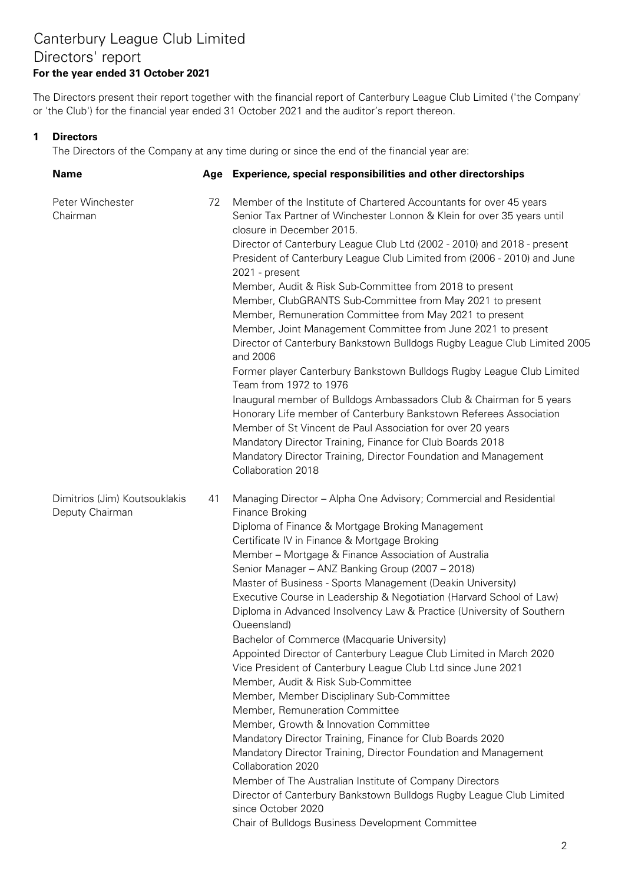# Canterbury League Club Limited
## Directors' report
**For the year ended 31 October 2021**

The Directors present their report together with the financial report of Canterbury League Club Limited ('the Company' or 'the Club') for the financial year ended 31 October 2021 and the auditor's report thereon.

### 1 Directors

The Directors of the Company at any time during or since the end of the financial year are:

| Name | Age | Experience, special responsibilities and other directorships |
|---|---|---|
| Peter Winchester<br>Chairman | 72 | Member of the Institute of Chartered Accountants for over 45 years<br>Senior Tax Partner of Winchester Lonnon & Klein for over 35 years until closure in December 2015.<br>Director of Canterbury League Club Ltd (2002 - 2010) and 2018 - present<br>President of Canterbury League Club Limited from (2006 - 2010) and June 2021 - present<br>Member, Audit & Risk Sub-Committee from 2018 to present<br>Member, ClubGRANTS Sub-Committee from May 2021 to present<br>Member, Remuneration Committee from May 2021 to present<br>Member, Joint Management Committee from June 2021 to present<br>Director of Canterbury Bankstown Bulldogs Rugby League Club Limited 2005 and 2006<br>Former player Canterbury Bankstown Bulldogs Rugby League Club Limited Team from 1972 to 1976<br>Inaugural member of Bulldogs Ambassadors Club & Chairman for 5 years<br>Honorary Life member of Canterbury Bankstown Referees Association<br>Member of St Vincent de Paul Association for over 20 years<br>Mandatory Director Training, Finance for Club Boards 2018<br>Mandatory Director Training, Director Foundation and Management Collaboration 2018 |
| Dimitrios (Jim) Koutsouklakis<br>Deputy Chairman | 41 | Managing Director – Alpha One Advisory; Commercial and Residential Finance Broking<br>Diploma of Finance & Mortgage Broking Management<br>Certificate IV in Finance & Mortgage Broking<br>Member – Mortgage & Finance Association of Australia<br>Senior Manager – ANZ Banking Group (2007 – 2018)<br>Master of Business - Sports Management (Deakin University)<br>Executive Course in Leadership & Negotiation (Harvard School of Law)<br>Diploma in Advanced Insolvency Law & Practice (University of Southern Queensland)<br>Bachelor of Commerce (Macquarie University)<br>Appointed Director of Canterbury League Club Limited in March 2020<br>Vice President of Canterbury League Club Ltd since June 2021<br>Member, Audit & Risk Sub-Committee<br>Member, Member Disciplinary Sub-Committee<br>Member, Remuneration Committee<br>Member, Growth & Innovation Committee<br>Mandatory Director Training, Finance for Club Boards 2020<br>Mandatory Director Training, Director Foundation and Management Collaboration 2020<br>Member of The Australian Institute of Company Directors<br>Director of Canterbury Bankstown Bulldogs Rugby League Club Limited since October 2020<br>Chair of Bulldogs Business Development Committee |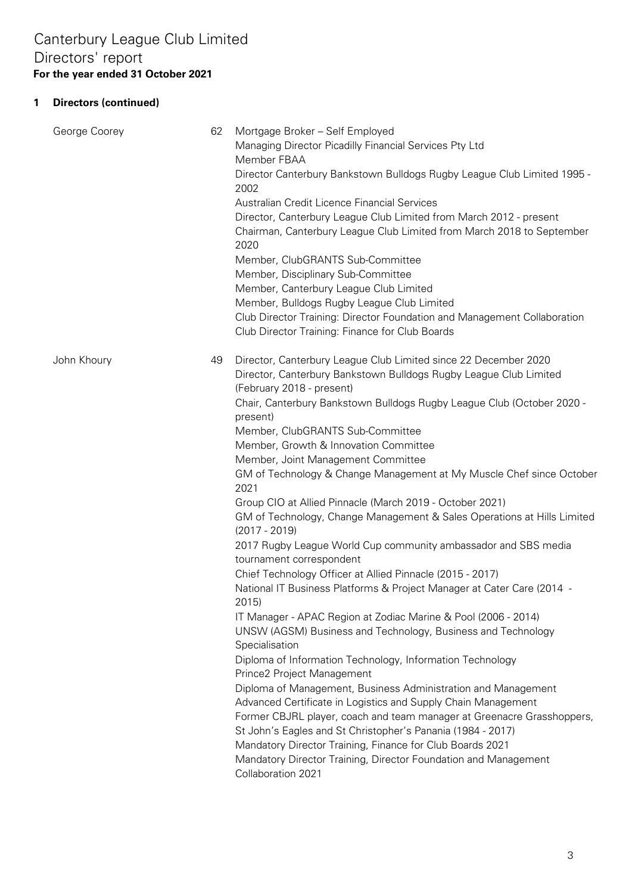# Canterbury League Club Limited
## Directors' report
**For the year ended 31 October 2021**

### 1 Directors (continued)

| Name | Age | Experience |
|---|---|---|
| George Coorey | 62 | Mortgage Broker – Self Employed<br>Managing Director Picadilly Financial Services Pty Ltd<br>Member FBAA<br>Director Canterbury Bankstown Bulldogs Rugby League Club Limited 1995 - 2002<br>Australian Credit Licence Financial Services<br>Director, Canterbury League Club Limited from March 2012 - present<br>Chairman, Canterbury League Club Limited from March 2018 to September 2020<br>Member, ClubGRANTS Sub-Committee<br>Member, Disciplinary Sub-Committee<br>Member, Canterbury League Club Limited<br>Member, Bulldogs Rugby League Club Limited<br>Club Director Training: Director Foundation and Management Collaboration<br>Club Director Training: Finance for Club Boards |
| John Khoury | 49 | Director, Canterbury League Club Limited since 22 December 2020<br>Director, Canterbury Bankstown Bulldogs Rugby League Club Limited (February 2018 - present)<br>Chair, Canterbury Bankstown Bulldogs Rugby League Club (October 2020 - present)<br>Member, ClubGRANTS Sub-Committee<br>Member, Growth & Innovation Committee<br>Member, Joint Management Committee<br>GM of Technology & Change Management at My Muscle Chef since October 2021<br>Group CIO at Allied Pinnacle (March 2019 - October 2021)<br>GM of Technology, Change Management & Sales Operations at Hills Limited (2017 - 2019)<br>2017 Rugby League World Cup community ambassador and SBS media tournament correspondent<br>Chief Technology Officer at Allied Pinnacle (2015 - 2017)<br>National IT Business Platforms & Project Manager at Cater Care (2014 - 2015)<br>IT Manager - APAC Region at Zodiac Marine & Pool (2006 - 2014)<br>UNSW (AGSM) Business and Technology, Business and Technology Specialisation<br>Diploma of Information Technology, Information Technology<br>Prince2 Project Management<br>Diploma of Management, Business Administration and Management<br>Advanced Certificate in Logistics and Supply Chain Management<br>Former CBJRL player, coach and team manager at Greenacre Grasshoppers, St John's Eagles and St Christopher's Panania (1984 - 2017)<br>Mandatory Director Training, Finance for Club Boards 2021<br>Mandatory Director Training, Director Foundation and Management Collaboration 2021 |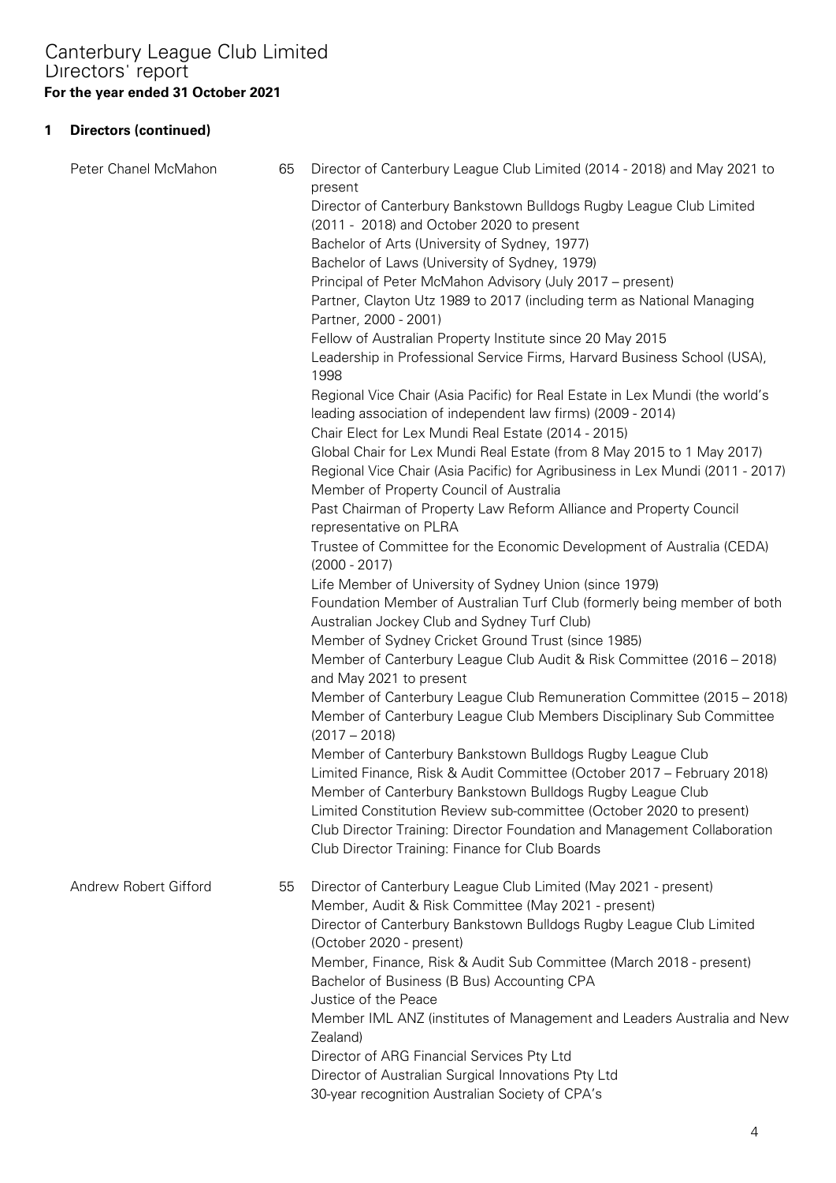## 1 Directors (continued)

| Name | Age | Experience |
|---|---|---|
| Peter Chanel McMahon | 65 | Director of Canterbury League Club Limited (2014 - 2018) and May 2021 to present<br>Director of Canterbury Bankstown Bulldogs Rugby League Club Limited (2011 - 2018) and October 2020 to present<br>Bachelor of Arts (University of Sydney, 1977)<br>Bachelor of Laws (University of Sydney, 1979)<br>Principal of Peter McMahon Advisory (July 2017 – present)<br>Partner, Clayton Utz 1989 to 2017 (including term as National Managing Partner, 2000 - 2001)<br>Fellow of Australian Property Institute since 20 May 2015<br>Leadership in Professional Service Firms, Harvard Business School (USA), 1998<br>Regional Vice Chair (Asia Pacific) for Real Estate in Lex Mundi (the world's leading association of independent law firms) (2009 - 2014)<br>Chair Elect for Lex Mundi Real Estate (2014 - 2015)<br>Global Chair for Lex Mundi Real Estate (from 8 May 2015 to 1 May 2017)<br>Regional Vice Chair (Asia Pacific) for Agribusiness in Lex Mundi (2011 - 2017)<br>Member of Property Council of Australia<br>Past Chairman of Property Law Reform Alliance and Property Council representative on PLRA<br>Trustee of Committee for the Economic Development of Australia (CEDA) (2000 - 2017)<br>Life Member of University of Sydney Union (since 1979)<br>Foundation Member of Australian Turf Club (formerly being member of both Australian Jockey Club and Sydney Turf Club)<br>Member of Sydney Cricket Ground Trust (since 1985)<br>Member of Canterbury League Club Audit & Risk Committee (2016 – 2018) and May 2021 to present<br>Member of Canterbury League Club Remuneration Committee (2015 – 2018)<br>Member of Canterbury League Club Members Disciplinary Sub Committee (2017 – 2018)<br>Member of Canterbury Bankstown Bulldogs Rugby League Club Limited Finance, Risk & Audit Committee (October 2017 – February 2018)<br>Member of Canterbury Bankstown Bulldogs Rugby League Club Limited Constitution Review sub-committee (October 2020 to present)<br>Club Director Training: Director Foundation and Management Collaboration<br>Club Director Training: Finance for Club Boards |
| Andrew Robert Gifford | 55 | Director of Canterbury League Club Limited (May 2021 - present)<br>Member, Audit & Risk Committee (May 2021 - present)<br>Director of Canterbury Bankstown Bulldogs Rugby League Club Limited (October 2020 - present)<br>Member, Finance, Risk & Audit Sub Committee (March 2018 - present)<br>Bachelor of Business (B Bus) Accounting CPA<br>Justice of the Peace<br>Member IML ANZ (institutes of Management and Leaders Australia and New Zealand)<br>Director of ARG Financial Services Pty Ltd<br>Director of Australian Surgical Innovations Pty Ltd<br>30-year recognition Australian Society of CPA's |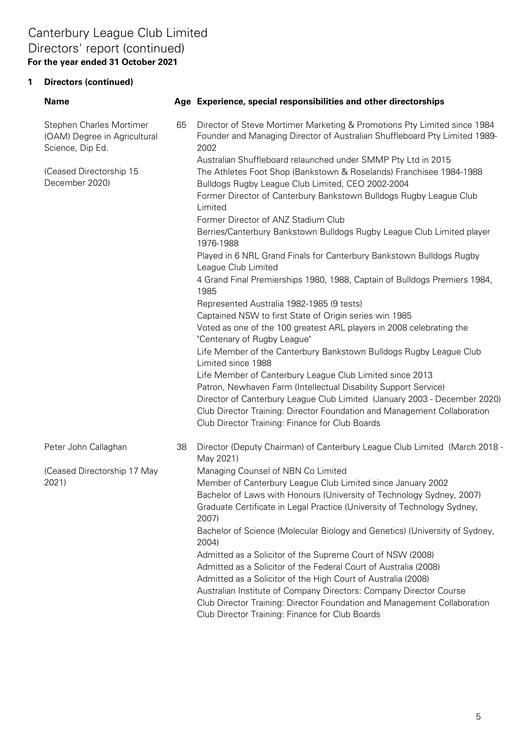# Canterbury League Club Limited
## Directors' report (continued)
**For the year ended 31 October 2021**

### 1 Directors (continued)

| Name | Age | Experience, special responsibilities and other directorships |
|---|---|---|
| Stephen Charles Mortimer (OAM) Degree in Agricultural Science, Dip Ed.<br><br>(Ceased Directorship 15 December 2020) | 65 | Director of Steve Mortimer Marketing & Promotions Pty Limited since 1984<br>Founder and Managing Director of Australian Shuffleboard Pty Limited 1989-2002<br>Australian Shuffleboard relaunched under SMMP Pty Ltd in 2015<br>The Athletes Foot Shop (Bankstown & Roselands) Franchisee 1984-1988<br>Bulldogs Rugby League Club Limited, CEO 2002-2004<br>Former Director of Canterbury Bankstown Bulldogs Rugby League Club Limited<br>Former Director of ANZ Stadium Club<br>Berries/Canterbury Bankstown Bulldogs Rugby League Club Limited player 1976-1988<br>Played in 6 NRL Grand Finals for Canterbury Bankstown Bulldogs Rugby League Club Limited<br>4 Grand Final Premierships 1980, 1988, Captain of Bulldogs Premiers 1984, 1985<br>Represented Australia 1982-1985 (9 tests)<br>Captained NSW to first State of Origin series win 1985<br>Voted as one of the 100 greatest ARL players in 2008 celebrating the "Centenary of Rugby League"<br>Life Member of the Canterbury Bankstown Bulldogs Rugby League Club Limited since 1988<br>Life Member of Canterbury League Club Limited since 2013<br>Patron, Newhaven Farm (Intellectual Disability Support Service)<br>Director of Canterbury League Club Limited (January 2003 - December 2020)<br>Club Director Training: Director Foundation and Management Collaboration<br>Club Director Training: Finance for Club Boards |
| Peter John Callaghan<br><br>(Ceased Directorship 17 May 2021) | 38 | Director (Deputy Chairman) of Canterbury League Club Limited (March 2018 - May 2021)<br>Managing Counsel of NBN Co Limited<br>Member of Canterbury League Club Limited since January 2002<br>Bachelor of Laws with Honours (University of Technology Sydney, 2007)<br>Graduate Certificate in Legal Practice (University of Technology Sydney, 2007)<br>Bachelor of Science (Molecular Biology and Genetics) (University of Sydney, 2004)<br>Admitted as a Solicitor of the Supreme Court of NSW (2008)<br>Admitted as a Solicitor of the Federal Court of Australia (2008)<br>Admitted as a Solicitor of the High Court of Australia (2008)<br>Australian Institute of Company Directors: Company Director Course<br>Club Director Training: Director Foundation and Management Collaboration<br>Club Director Training: Finance for Club Boards |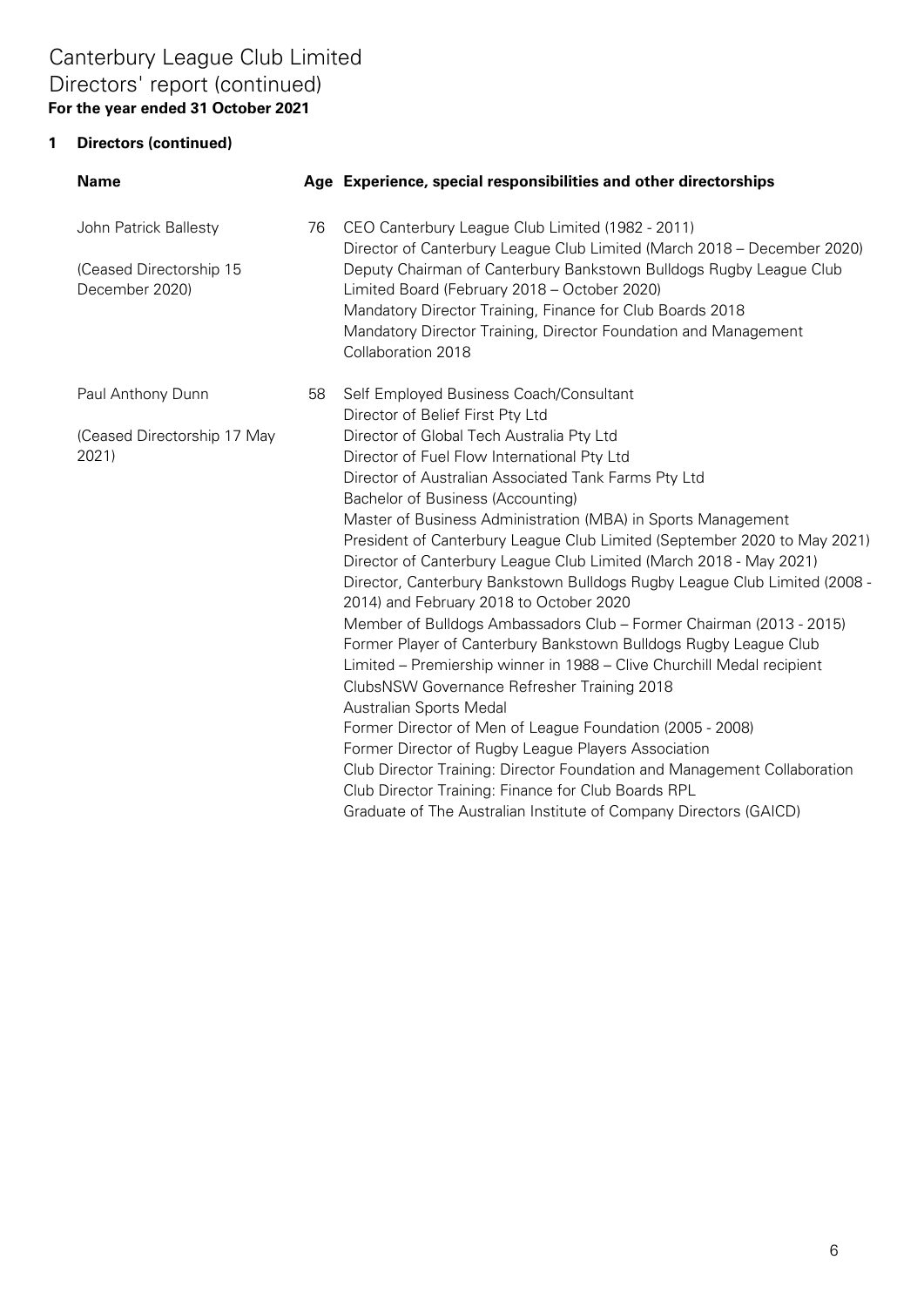# Canterbury League Club Limited
## Directors' report (continued)
**For the year ended 31 October 2021**

**1 Directors (continued)**

| Name | Age | Experience, special responsibilities and other directorships |
|---|---|---|
| John Patrick Ballesty<br><br>(Ceased Directorship 15 December 2020) | 76 | CEO Canterbury League Club Limited (1982 - 2011)<br>Director of Canterbury League Club Limited (March 2018 – December 2020)<br>Deputy Chairman of Canterbury Bankstown Bulldogs Rugby League Club Limited Board (February 2018 – October 2020)<br>Mandatory Director Training, Finance for Club Boards 2018<br>Mandatory Director Training, Director Foundation and Management Collaboration 2018 |
| Paul Anthony Dunn<br><br>(Ceased Directorship 17 May 2021) | 58 | Self Employed Business Coach/Consultant<br>Director of Belief First Pty Ltd<br>Director of Global Tech Australia Pty Ltd<br>Director of Fuel Flow International Pty Ltd<br>Director of Australian Associated Tank Farms Pty Ltd<br>Bachelor of Business (Accounting)<br>Master of Business Administration (MBA) in Sports Management<br>President of Canterbury League Club Limited (September 2020 to May 2021)<br>Director of Canterbury League Club Limited (March 2018 - May 2021)<br>Director, Canterbury Bankstown Bulldogs Rugby League Club Limited (2008 - 2014) and February 2018 to October 2020<br>Member of Bulldogs Ambassadors Club – Former Chairman (2013 - 2015)<br>Former Player of Canterbury Bankstown Bulldogs Rugby League Club Limited – Premiership winner in 1988 – Clive Churchill Medal recipient<br>ClubsNSW Governance Refresher Training 2018<br>Australian Sports Medal<br>Former Director of Men of League Foundation (2005 - 2008)<br>Former Director of Rugby League Players Association<br>Club Director Training: Director Foundation and Management Collaboration<br>Club Director Training: Finance for Club Boards RPL<br>Graduate of The Australian Institute of Company Directors (GAICD) |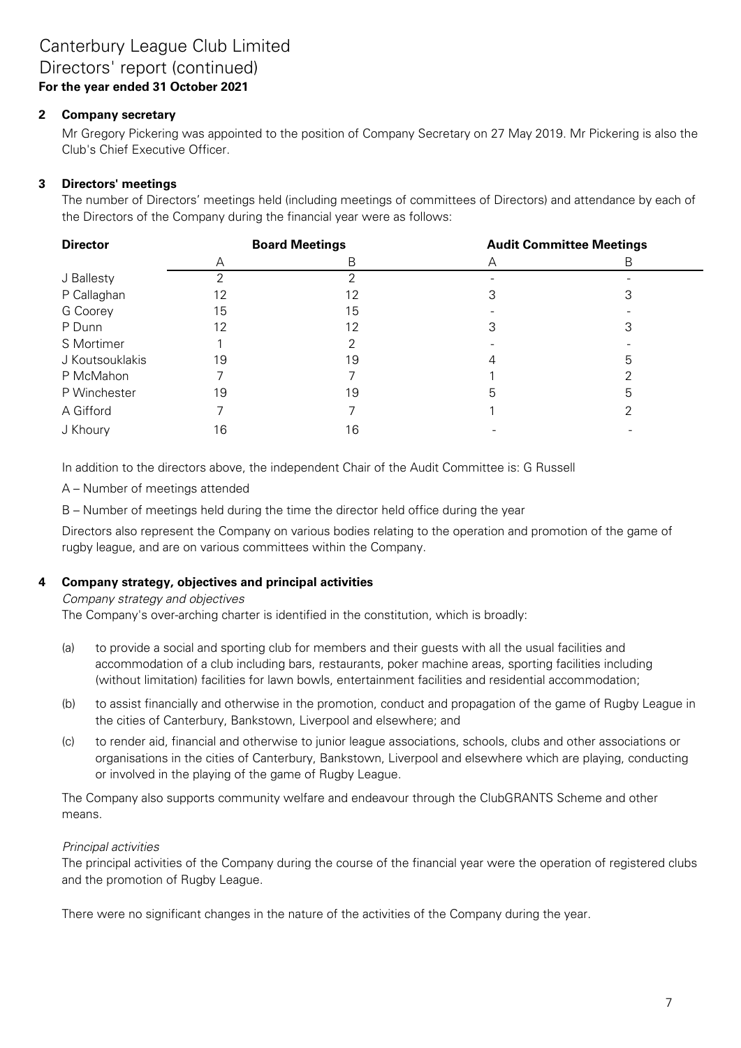# Canterbury League Club Limited
## Directors' report (continued)
**For the year ended 31 October 2021**

### 2 Company secretary

Mr Gregory Pickering was appointed to the position of Company Secretary on 27 May 2019. Mr Pickering is also the Club's Chief Executive Officer.

### 3 Directors' meetings

The number of Directors' meetings held (including meetings of committees of Directors) and attendance by each of the Directors of the Company during the financial year were as follows:

| Director | Board Meetings | | Audit Committee Meetings | |
|---|---|---|---|---|
| | A | B | A | B |
| J Ballesty | 2 | 2 | - | - |
| P Callaghan | 12 | 12 | 3 | 3 |
| G Coorey | 15 | 15 | - | - |
| P Dunn | 12 | 12 | 3 | 3 |
| S Mortimer | 1 | 2 | - | - |
| J Koutsouklakis | 19 | 19 | 4 | 5 |
| P McMahon | 7 | 7 | 1 | 2 |
| P Winchester | 19 | 19 | 5 | 5 |
| A Gifford | 7 | 7 | 1 | 2 |
| J Khoury | 16 | 16 | - | - |

In addition to the directors above, the independent Chair of the Audit Committee is: G Russell

A – Number of meetings attended

B – Number of meetings held during the time the director held office during the year

Directors also represent the Company on various bodies relating to the operation and promotion of the game of rugby league, and are on various committees within the Company.

### 4 Company strategy, objectives and principal activities

*Company strategy and objectives*

The Company's over-arching charter is identified in the constitution, which is broadly:

(a) to provide a social and sporting club for members and their guests with all the usual facilities and accommodation of a club including bars, restaurants, poker machine areas, sporting facilities including (without limitation) facilities for lawn bowls, entertainment facilities and residential accommodation;

(b) to assist financially and otherwise in the promotion, conduct and propagation of the game of Rugby League in the cities of Canterbury, Bankstown, Liverpool and elsewhere; and

(c) to render aid, financial and otherwise to junior league associations, schools, clubs and other associations or organisations in the cities of Canterbury, Bankstown, Liverpool and elsewhere which are playing, conducting or involved in the playing of the game of Rugby League.

The Company also supports community welfare and endeavour through the ClubGRANTS Scheme and other means.

*Principal activities*

The principal activities of the Company during the course of the financial year were the operation of registered clubs and the promotion of Rugby League.

There were no significant changes in the nature of the activities of the Company during the year.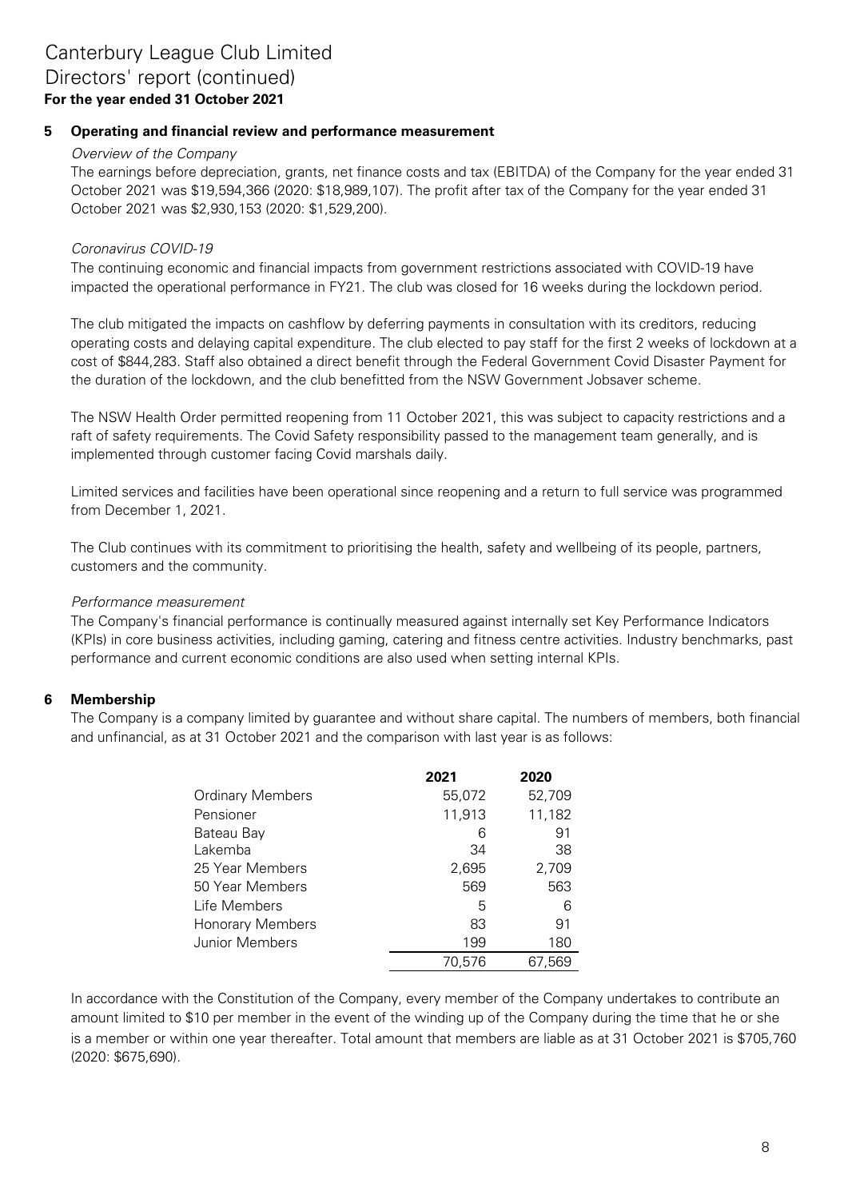# Canterbury League Club Limited
## Directors' report (continued)
**For the year ended 31 October 2021**

### 5 Operating and financial review and performance measurement

*Overview of the Company*

The earnings before depreciation, grants, net finance costs and tax (EBITDA) of the Company for the year ended 31 October 2021 was $19,594,366 (2020: $18,989,107). The profit after tax of the Company for the year ended 31 October 2021 was $2,930,153 (2020: $1,529,200).

*Coronavirus COVID-19*

The continuing economic and financial impacts from government restrictions associated with COVID-19 have impacted the operational performance in FY21. The club was closed for 16 weeks during the lockdown period.

The club mitigated the impacts on cashflow by deferring payments in consultation with its creditors, reducing operating costs and delaying capital expenditure. The club elected to pay staff for the first 2 weeks of lockdown at a cost of $844,283. Staff also obtained a direct benefit through the Federal Government Covid Disaster Payment for the duration of the lockdown, and the club benefitted from the NSW Government Jobsaver scheme.

The NSW Health Order permitted reopening from 11 October 2021, this was subject to capacity restrictions and a raft of safety requirements. The Covid Safety responsibility passed to the management team generally, and is implemented through customer facing Covid marshals daily.

Limited services and facilities have been operational since reopening and a return to full service was programmed from December 1, 2021.

The Club continues with its commitment to prioritising the health, safety and wellbeing of its people, partners, customers and the community.

*Performance measurement*

The Company's financial performance is continually measured against internally set Key Performance Indicators (KPIs) in core business activities, including gaming, catering and fitness centre activities. Industry benchmarks, past performance and current economic conditions are also used when setting internal KPIs.

### 6 Membership

The Company is a company limited by guarantee and without share capital. The numbers of members, both financial and unfinancial, as at 31 October 2021 and the comparison with last year is as follows:

| | 2021 | 2020 |
|---|---|---|
| Ordinary Members | 55,072 | 52,709 |
| Pensioner | 11,913 | 11,182 |
| Bateau Bay | 6 | 91 |
| Lakemba | 34 | 38 |
| 25 Year Members | 2,695 | 2,709 |
| 50 Year Members | 569 | 563 |
| Life Members | 5 | 6 |
| Honorary Members | 83 | 91 |
| Junior Members | 199 | 180 |
| | 70,576 | 67,569 |

In accordance with the Constitution of the Company, every member of the Company undertakes to contribute an amount limited to $10 per member in the event of the winding up of the Company during the time that he or she is a member or within one year thereafter. Total amount that members are liable as at 31 October 2021 is $705,760 (2020: $675,690).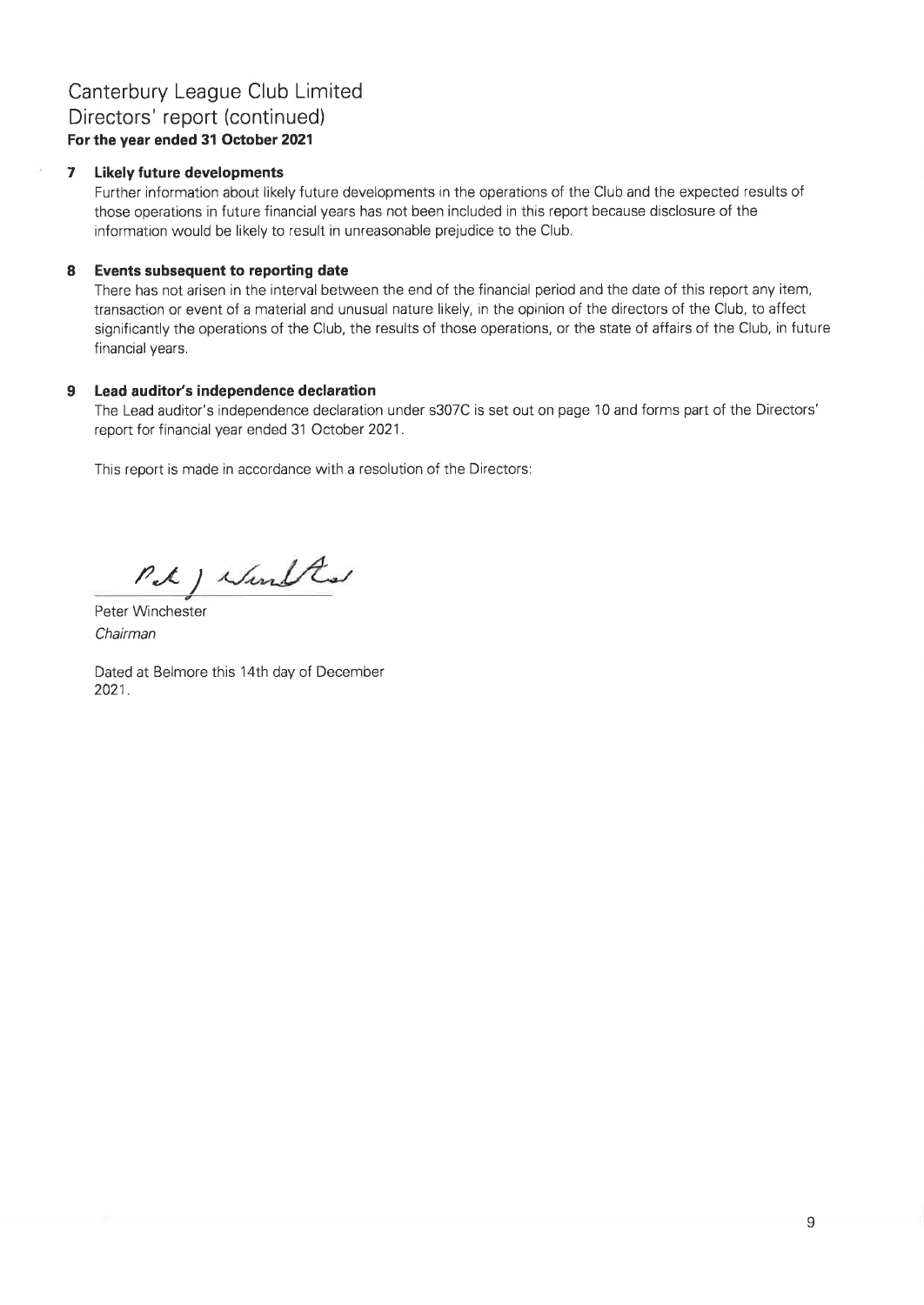# Canterbury League Club Limited
## Directors' report (continued)
**For the year ended 31 October 2021**

### 7 Likely future developments

Further information about likely future developments in the operations of the Club and the expected results of those operations in future financial years has not been included in this report because disclosure of the information would be likely to result in unreasonable prejudice to the Club.

### 8 Events subsequent to reporting date

There has not arisen in the interval between the end of the financial period and the date of this report any item, transaction or event of a material and unusual nature likely, in the opinion of the directors of the Club, to affect significantly the operations of the Club, the results of those operations, or the state of affairs of the Club, in future financial years.

### 9 Lead auditor's independence declaration

The Lead auditor's independence declaration under s307C is set out on page 10 and forms part of the Directors' report for financial year ended 31 October 2021.

This report is made in accordance with a resolution of the Directors:

Peter Winchester
*Chairman*

Dated at Belmore this 14th day of December 2021.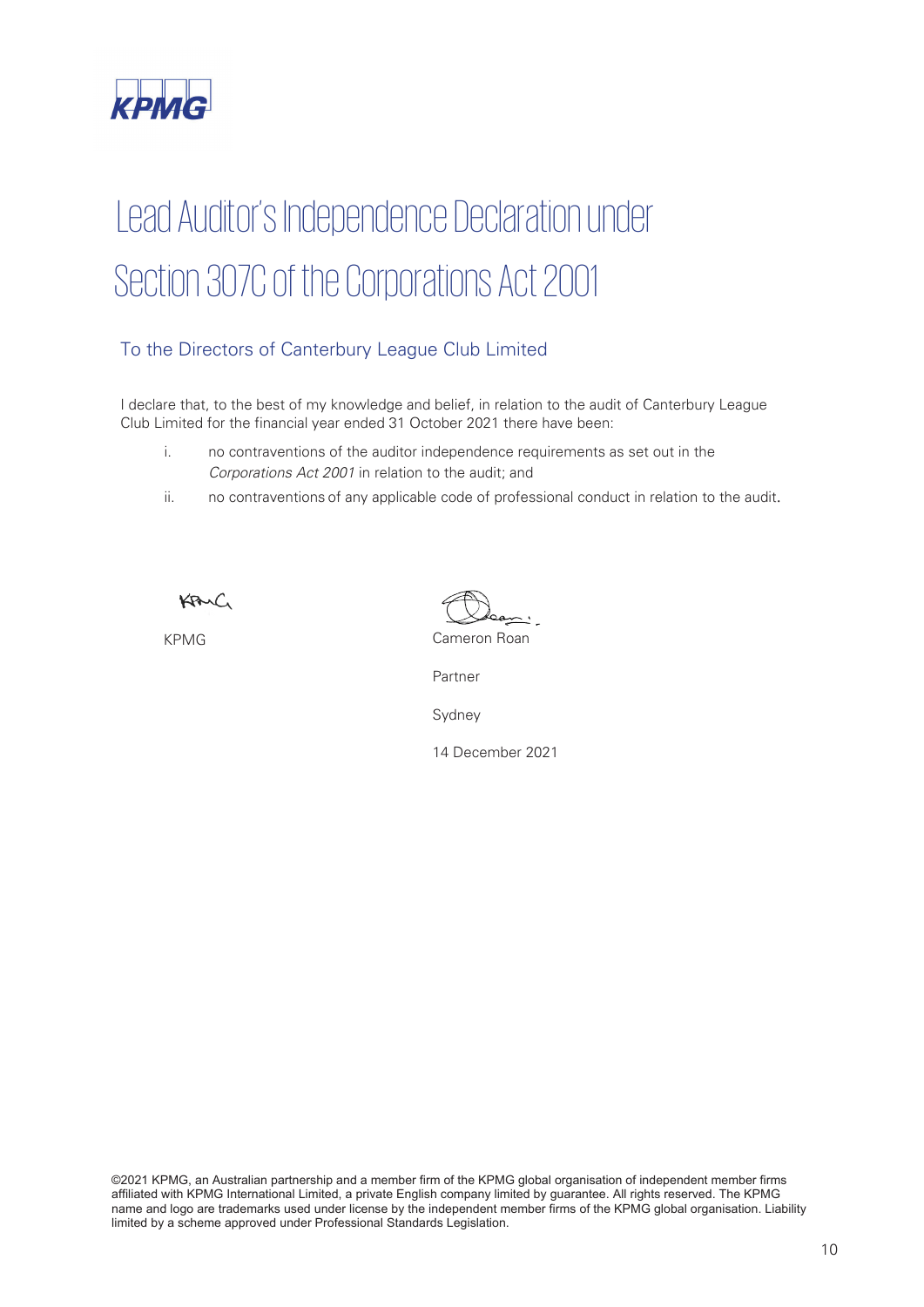KPMG

# Lead Auditor's Independence Declaration under Section 307C of the Corporations Act 2001

## To the Directors of Canterbury League Club Limited

I declare that, to the best of my knowledge and belief, in relation to the audit of Canterbury League Club Limited for the financial year ended 31 October 2021 there have been:

i. no contraventions of the auditor independence requirements as set out in the *Corporations Act 2001* in relation to the audit; and

ii. no contraventions of any applicable code of professional conduct in relation to the audit.

KPMG

Cameron Roan

Partner

Sydney

14 December 2021

©2021 KPMG, an Australian partnership and a member firm of the KPMG global organisation of independent member firms affiliated with KPMG International Limited, a private English company limited by guarantee. All rights reserved. The KPMG name and logo are trademarks used under license by the independent member firms of the KPMG global organisation. Liability limited by a scheme approved under Professional Standards Legislation.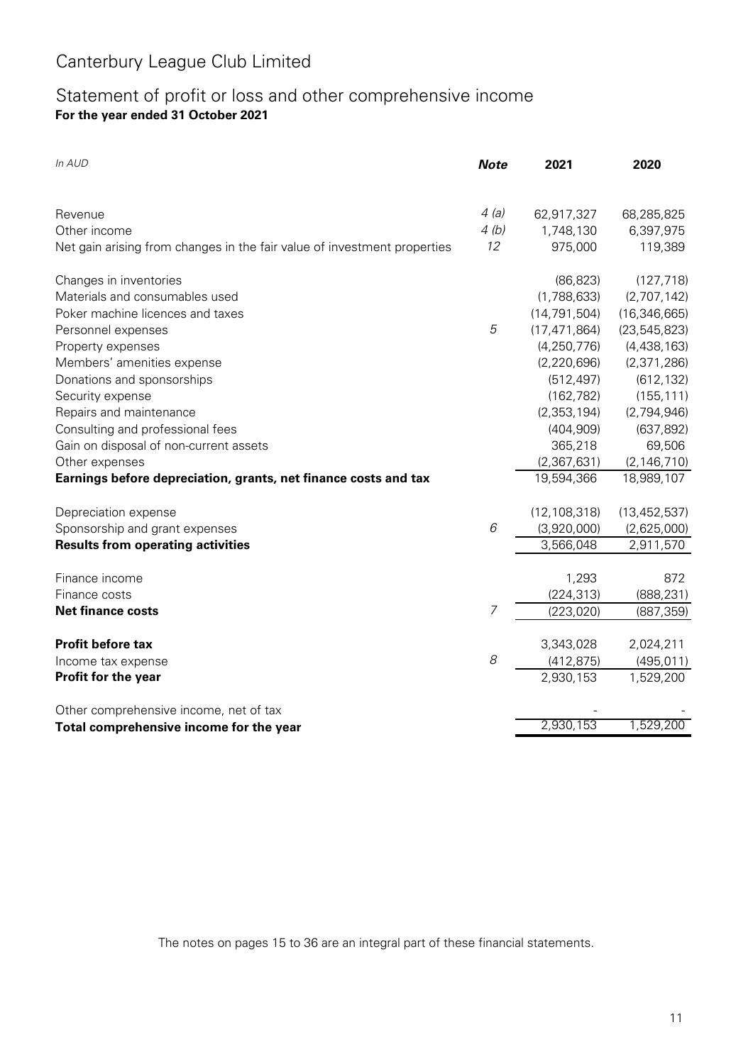# Canterbury League Club Limited

## Statement of profit or loss and other comprehensive income

**For the year ended 31 October 2021**

| *In AUD* | ***Note*** | **2021** | **2020** |
|---|---|---|---|
| Revenue | *4 (a)* | 62,917,327 | 68,285,825 |
| Other income | *4 (b)* | 1,748,130 | 6,397,975 |
| Net gain arising from changes in the fair value of investment properties | *12* | 975,000 | 119,389 |
| Changes in inventories | | (86,823) | (127,718) |
| Materials and consumables used | | (1,788,633) | (2,707,142) |
| Poker machine licences and taxes | | (14,791,504) | (16,346,665) |
| Personnel expenses | *5* | (17,471,864) | (23,545,823) |
| Property expenses | | (4,250,776) | (4,438,163) |
| Members' amenities expense | | (2,220,696) | (2,371,286) |
| Donations and sponsorships | | (512,497) | (612,132) |
| Security expense | | (162,782) | (155,111) |
| Repairs and maintenance | | (2,353,194) | (2,794,946) |
| Consulting and professional fees | | (404,909) | (637,892) |
| Gain on disposal of non-current assets | | 365,218 | 69,506 |
| Other expenses | | (2,367,631) | (2,146,710) |
| **Earnings before depreciation, grants, net finance costs and tax** | | 19,594,366 | 18,989,107 |
| Depreciation expense | | (12,108,318) | (13,452,537) |
| Sponsorship and grant expenses | *6* | (3,920,000) | (2,625,000) |
| **Results from operating activities** | | 3,566,048 | 2,911,570 |
| Finance income | | 1,293 | 872 |
| Finance costs | | (224,313) | (888,231) |
| **Net finance costs** | *7* | (223,020) | (887,359) |
| **Profit before tax** | | 3,343,028 | 2,024,211 |
| Income tax expense | *8* | (412,875) | (495,011) |
| **Profit for the year** | | 2,930,153 | 1,529,200 |
| Other comprehensive income, net of tax | | - | - |
| **Total comprehensive income for the year** | | 2,930,153 | 1,529,200 |

The notes on pages 15 to 36 are an integral part of these financial statements.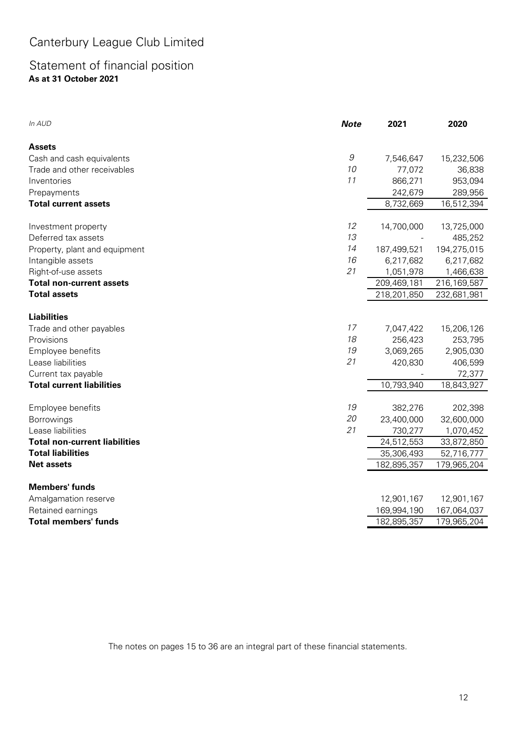# Canterbury League Club Limited

## Statement of financial position

**As at 31 October 2021**

| *In AUD* | ***Note*** | **2021** | **2020** |
|---|---|---|---|
| **Assets** | | | |
| Cash and cash equivalents | *9* | 7,546,647 | 15,232,506 |
| Trade and other receivables | *10* | 77,072 | 36,838 |
| Inventories | *11* | 866,271 | 953,094 |
| Prepayments | | 242,679 | 289,956 |
| **Total current assets** | | 8,732,669 | 16,512,394 |
| | | | |
| Investment property | *12* | 14,700,000 | 13,725,000 |
| Deferred tax assets | *13* | - | 485,252 |
| Property, plant and equipment | *14* | 187,499,521 | 194,275,015 |
| Intangible assets | *16* | 6,217,682 | 6,217,682 |
| Right-of-use assets | *21* | 1,051,978 | 1,466,638 |
| **Total non-current assets** | | 209,469,181 | 216,169,587 |
| **Total assets** | | 218,201,850 | 232,681,981 |
| | | | |
| **Liabilities** | | | |
| Trade and other payables | *17* | 7,047,422 | 15,206,126 |
| Provisions | *18* | 256,423 | 253,795 |
| Employee benefits | *19* | 3,069,265 | 2,905,030 |
| Lease liabilities | *21* | 420,830 | 406,599 |
| Current tax payable | | - | 72,377 |
| **Total current liabilities** | | 10,793,940 | 18,843,927 |
| | | | |
| Employee benefits | *19* | 382,276 | 202,398 |
| Borrowings | *20* | 23,400,000 | 32,600,000 |
| Lease liabilities | *21* | 730,277 | 1,070,452 |
| **Total non-current liabilities** | | 24,512,553 | 33,872,850 |
| **Total liabilities** | | 35,306,493 | 52,716,777 |
| **Net assets** | | 182,895,357 | 179,965,204 |
| | | | |
| **Members' funds** | | | |
| Amalgamation reserve | | 12,901,167 | 12,901,167 |
| Retained earnings | | 169,994,190 | 167,064,037 |
| **Total members' funds** | | 182,895,357 | 179,965,204 |

The notes on pages 15 to 36 are an integral part of these financial statements.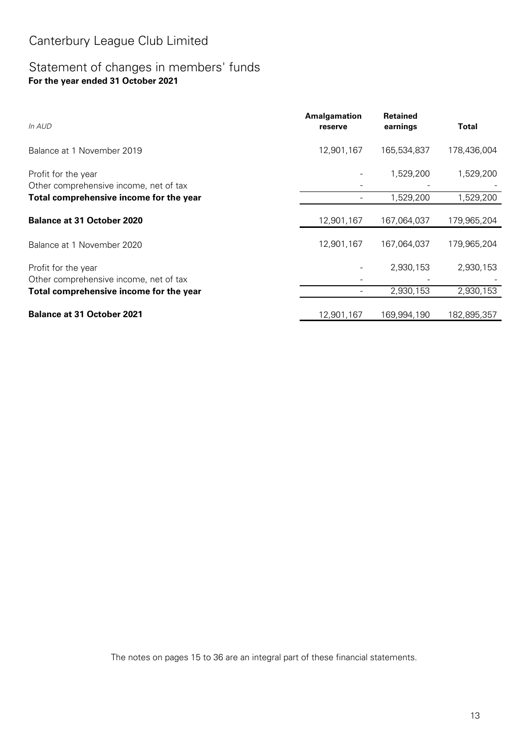# Canterbury League Club Limited

## Statement of changes in members' funds

**For the year ended 31 October 2021**

| *In AUD* | Amalgamation reserve | Retained earnings | Total |
|---|---|---|---|
| Balance at 1 November 2019 | 12,901,167 | 165,534,837 | 178,436,004 |
| Profit for the year | - | 1,529,200 | 1,529,200 |
| Other comprehensive income, net of tax | - | - | - |
| **Total comprehensive income for the year** | - | 1,529,200 | 1,529,200 |
| **Balance at 31 October 2020** | 12,901,167 | 167,064,037 | 179,965,204 |
| Balance at 1 November 2020 | 12,901,167 | 167,064,037 | 179,965,204 |
| Profit for the year | - | 2,930,153 | 2,930,153 |
| Other comprehensive income, net of tax | - | - | - |
| **Total comprehensive income for the year** | - | 2,930,153 | 2,930,153 |
| **Balance at 31 October 2021** | 12,901,167 | 169,994,190 | 182,895,357 |

The notes on pages 15 to 36 are an integral part of these financial statements.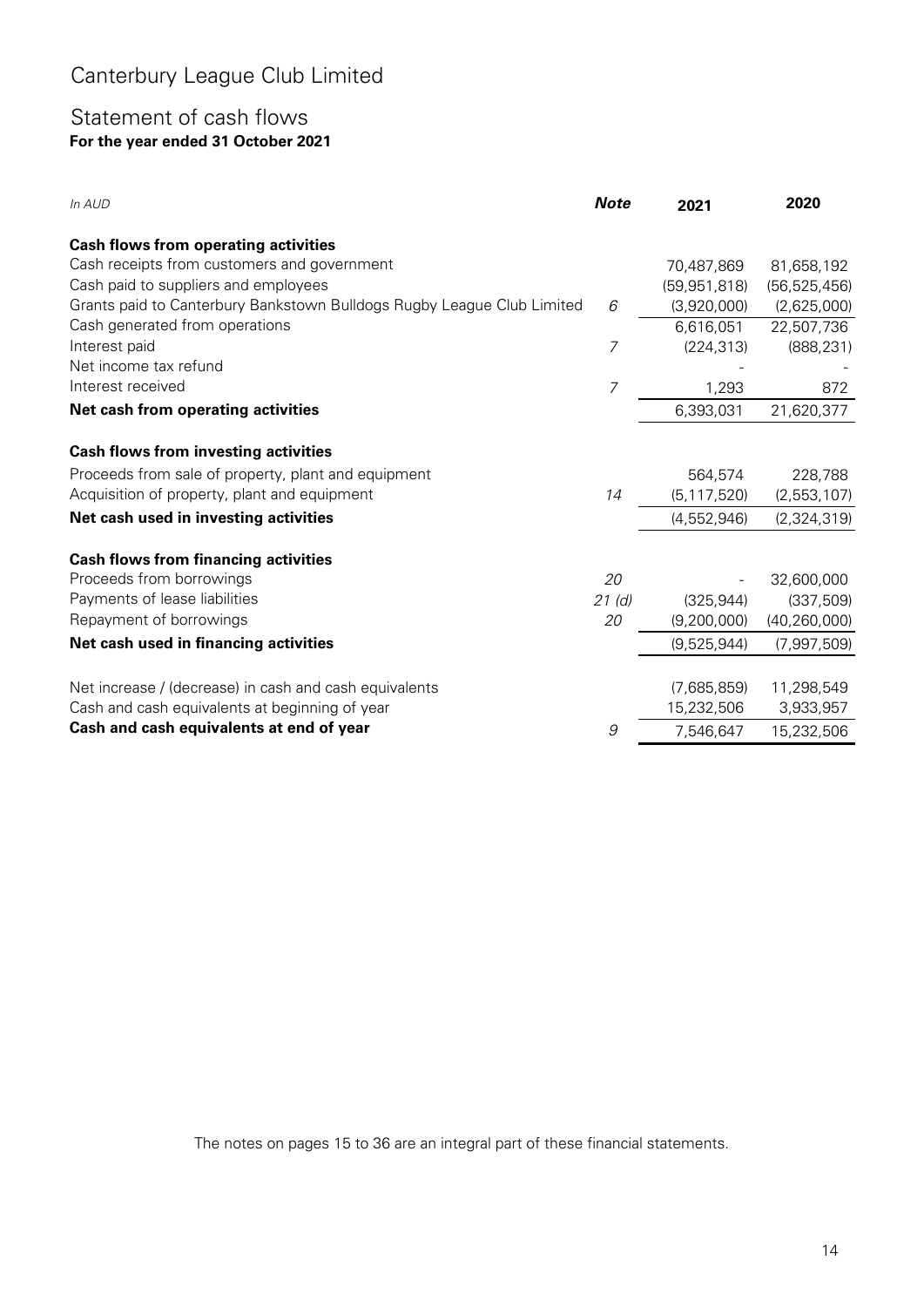# Canterbury League Club Limited

## Statement of cash flows

**For the year ended 31 October 2021**

| *In AUD* | ***Note*** | **2021** | **2020** |
|---|---|---|---|
| **Cash flows from operating activities** | | | |
| Cash receipts from customers and government | | 70,487,869 | 81,658,192 |
| Cash paid to suppliers and employees | | (59,951,818) | (56,525,456) |
| Grants paid to Canterbury Bankstown Bulldogs Rugby League Club Limited | *6* | (3,920,000) | (2,625,000) |
| Cash generated from operations | | 6,616,051 | 22,507,736 |
| Interest paid | *7* | (224,313) | (888,231) |
| Net income tax refund | | - | - |
| Interest received | *7* | 1,293 | 872 |
| **Net cash from operating activities** | | 6,393,031 | 21,620,377 |
| **Cash flows from investing activities** | | | |
| Proceeds from sale of property, plant and equipment | | 564,574 | 228,788 |
| Acquisition of property, plant and equipment | *14* | (5,117,520) | (2,553,107) |
| **Net cash used in investing activities** | | (4,552,946) | (2,324,319) |
| **Cash flows from financing activities** | | | |
| Proceeds from borrowings | *20* | - | 32,600,000 |
| Payments of lease liabilities | *21 (d)* | (325,944) | (337,509) |
| Repayment of borrowings | *20* | (9,200,000) | (40,260,000) |
| **Net cash used in financing activities** | | (9,525,944) | (7,997,509) |
| Net increase / (decrease) in cash and cash equivalents | | (7,685,859) | 11,298,549 |
| Cash and cash equivalents at beginning of year | | 15,232,506 | 3,933,957 |
| **Cash and cash equivalents at end of year** | *9* | 7,546,647 | 15,232,506 |

The notes on pages 15 to 36 are an integral part of these financial statements.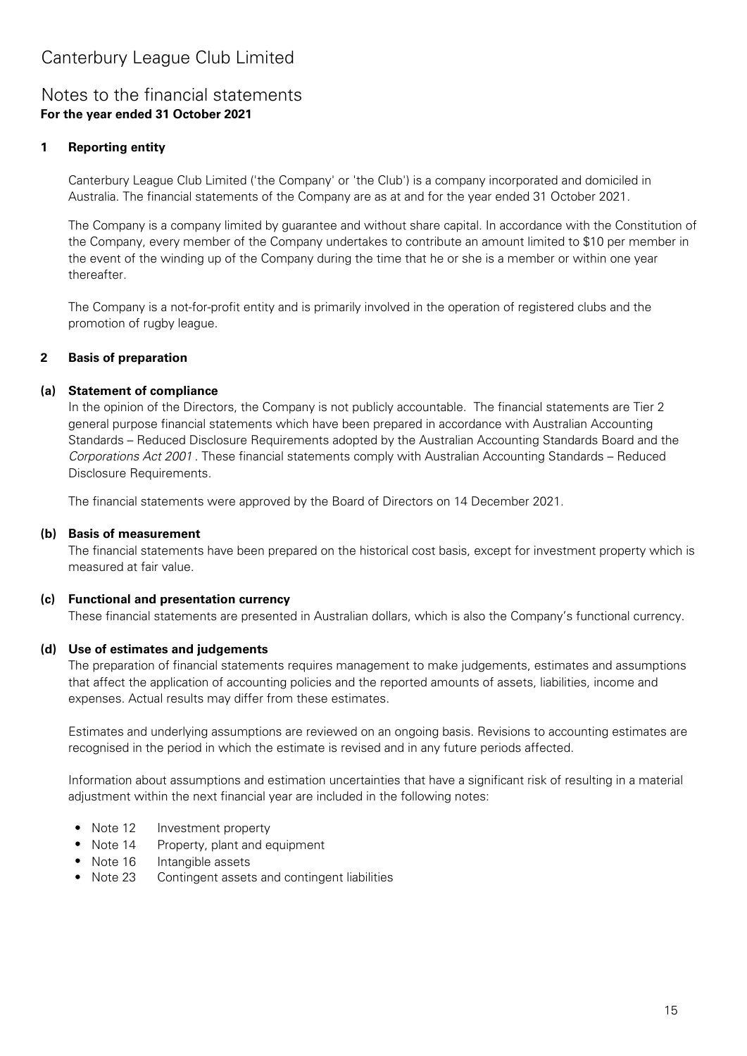# Canterbury League Club Limited

## Notes to the financial statements
**For the year ended 31 October 2021**

### 1 Reporting entity

Canterbury League Club Limited ('the Company' or 'the Club') is a company incorporated and domiciled in Australia. The financial statements of the Company are as at and for the year ended 31 October 2021.

The Company is a company limited by guarantee and without share capital. In accordance with the Constitution of the Company, every member of the Company undertakes to contribute an amount limited to $10 per member in the event of the winding up of the Company during the time that he or she is a member or within one year thereafter.

The Company is a not-for-profit entity and is primarily involved in the operation of registered clubs and the promotion of rugby league.

### 2 Basis of preparation

#### (a) Statement of compliance

In the opinion of the Directors, the Company is not publicly accountable. The financial statements are Tier 2 general purpose financial statements which have been prepared in accordance with Australian Accounting Standards – Reduced Disclosure Requirements adopted by the Australian Accounting Standards Board and the *Corporations Act 2001*. These financial statements comply with Australian Accounting Standards – Reduced Disclosure Requirements.

The financial statements were approved by the Board of Directors on 14 December 2021.

#### (b) Basis of measurement

The financial statements have been prepared on the historical cost basis, except for investment property which is measured at fair value.

#### (c) Functional and presentation currency

These financial statements are presented in Australian dollars, which is also the Company's functional currency.

#### (d) Use of estimates and judgements

The preparation of financial statements requires management to make judgements, estimates and assumptions that affect the application of accounting policies and the reported amounts of assets, liabilities, income and expenses. Actual results may differ from these estimates.

Estimates and underlying assumptions are reviewed on an ongoing basis. Revisions to accounting estimates are recognised in the period in which the estimate is revised and in any future periods affected.

Information about assumptions and estimation uncertainties that have a significant risk of resulting in a material adjustment within the next financial year are included in the following notes:

- Note 12 Investment property
- Note 14 Property, plant and equipment
- Note 16 Intangible assets
- Note 23 Contingent assets and contingent liabilities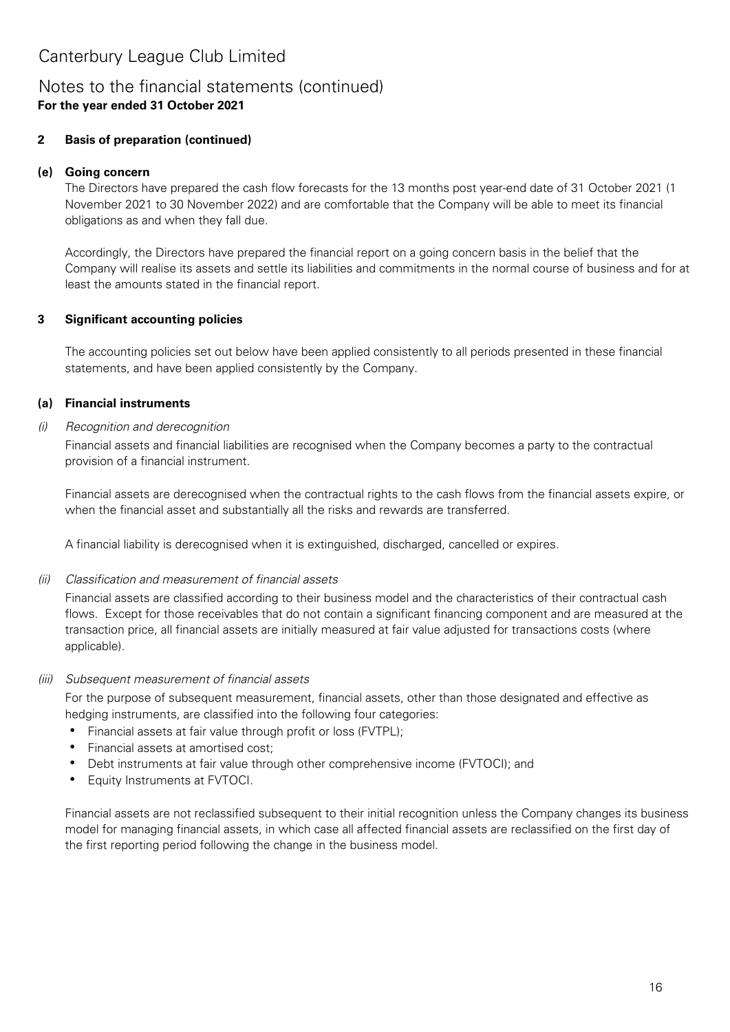# Canterbury League Club Limited

## Notes to the financial statements (continued)

**For the year ended 31 October 2021**

### 2 Basis of preparation (continued)

#### (e) Going concern

The Directors have prepared the cash flow forecasts for the 13 months post year-end date of 31 October 2021 (1 November 2021 to 30 November 2022) and are comfortable that the Company will be able to meet its financial obligations as and when they fall due.

Accordingly, the Directors have prepared the financial report on a going concern basis in the belief that the Company will realise its assets and settle its liabilities and commitments in the normal course of business and for at least the amounts stated in the financial report.

### 3 Significant accounting policies

The accounting policies set out below have been applied consistently to all periods presented in these financial statements, and have been applied consistently by the Company.

#### (a) Financial instruments

*(i) Recognition and derecognition*

Financial assets and financial liabilities are recognised when the Company becomes a party to the contractual provision of a financial instrument.

Financial assets are derecognised when the contractual rights to the cash flows from the financial assets expire, or when the financial asset and substantially all the risks and rewards are transferred.

A financial liability is derecognised when it is extinguished, discharged, cancelled or expires.

*(ii) Classification and measurement of financial assets*

Financial assets are classified according to their business model and the characteristics of their contractual cash flows. Except for those receivables that do not contain a significant financing component and are measured at the transaction price, all financial assets are initially measured at fair value adjusted for transactions costs (where applicable).

*(iii) Subsequent measurement of financial assets*

For the purpose of subsequent measurement, financial assets, other than those designated and effective as hedging instruments, are classified into the following four categories:

- Financial assets at fair value through profit or loss (FVTPL);
- Financial assets at amortised cost;
- Debt instruments at fair value through other comprehensive income (FVTOCI); and
- Equity Instruments at FVTOCI.

Financial assets are not reclassified subsequent to their initial recognition unless the Company changes its business model for managing financial assets, in which case all affected financial assets are reclassified on the first day of the first reporting period following the change in the business model.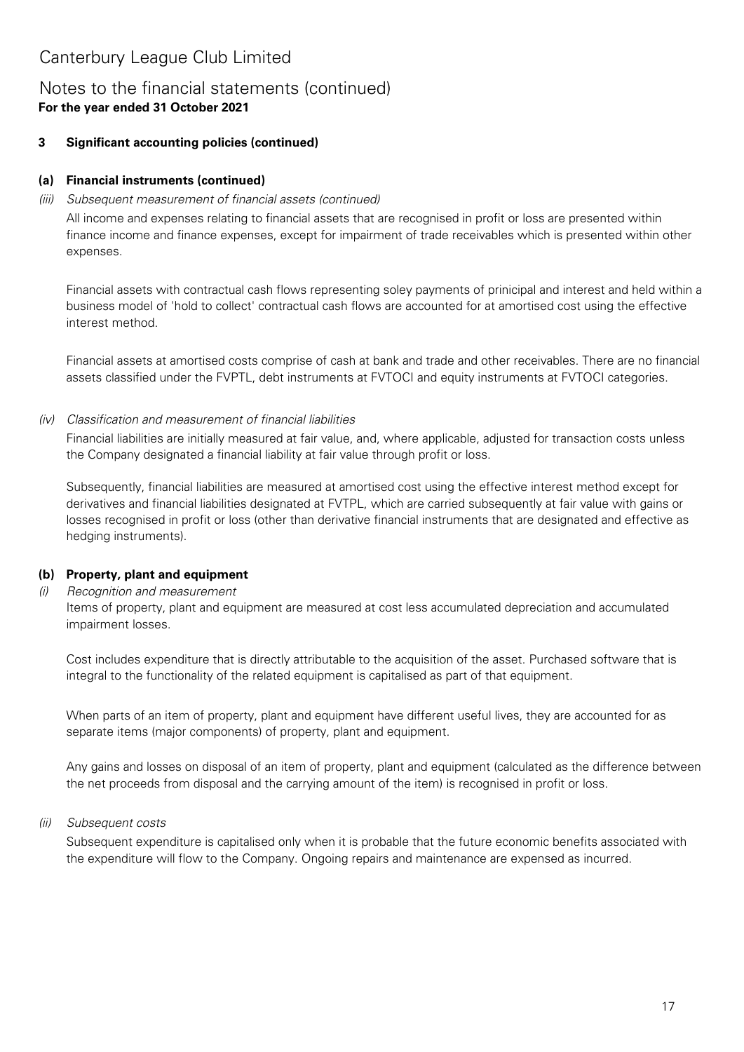# Canterbury League Club Limited

## Notes to the financial statements (continued)
**For the year ended 31 October 2021**

### 3 Significant accounting policies (continued)

#### (a) Financial instruments (continued)

*(iii) Subsequent measurement of financial assets (continued)*

All income and expenses relating to financial assets that are recognised in profit or loss are presented within finance income and finance expenses, except for impairment of trade receivables which is presented within other expenses.

Financial assets with contractual cash flows representing soley payments of prinicipal and interest and held within a business model of 'hold to collect' contractual cash flows are accounted for at amortised cost using the effective interest method.

Financial assets at amortised costs comprise of cash at bank and trade and other receivables. There are no financial assets classified under the FVPTL, debt instruments at FVTOCI and equity instruments at FVTOCI categories.

*(iv) Classification and measurement of financial liabilities*

Financial liabilities are initially measured at fair value, and, where applicable, adjusted for transaction costs unless the Company designated a financial liability at fair value through profit or loss.

Subsequently, financial liabilities are measured at amortised cost using the effective interest method except for derivatives and financial liabilities designated at FVTPL, which are carried subsequently at fair value with gains or losses recognised in profit or loss (other than derivative financial instruments that are designated and effective as hedging instruments).

#### (b) Property, plant and equipment

*(i) Recognition and measurement*

Items of property, plant and equipment are measured at cost less accumulated depreciation and accumulated impairment losses.

Cost includes expenditure that is directly attributable to the acquisition of the asset. Purchased software that is integral to the functionality of the related equipment is capitalised as part of that equipment.

When parts of an item of property, plant and equipment have different useful lives, they are accounted for as separate items (major components) of property, plant and equipment.

Any gains and losses on disposal of an item of property, plant and equipment (calculated as the difference between the net proceeds from disposal and the carrying amount of the item) is recognised in profit or loss.

*(ii) Subsequent costs*

Subsequent expenditure is capitalised only when it is probable that the future economic benefits associated with the expenditure will flow to the Company. Ongoing repairs and maintenance are expensed as incurred.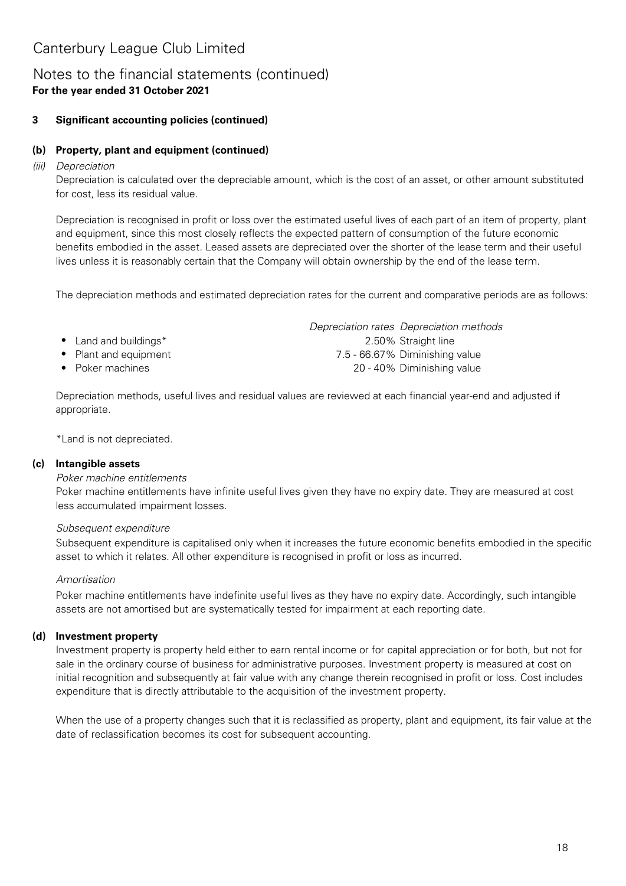# Canterbury League Club Limited

## Notes to the financial statements (continued)

**For the year ended 31 October 2021**

### 3 Significant accounting policies (continued)

#### (b) Property, plant and equipment (continued)

*(iii) Depreciation*

Depreciation is calculated over the depreciable amount, which is the cost of an asset, or other amount substituted for cost, less its residual value.

Depreciation is recognised in profit or loss over the estimated useful lives of each part of an item of property, plant and equipment, since this most closely reflects the expected pattern of consumption of the future economic benefits embodied in the asset. Leased assets are depreciated over the shorter of the lease term and their useful lives unless it is reasonably certain that the Company will obtain ownership by the end of the lease term.

The depreciation methods and estimated depreciation rates for the current and comparative periods are as follows:

| | *Depreciation rates* | *Depreciation methods* |
|---|---|---|
| • Land and buildings* | 2.50% | Straight line |
| • Plant and equipment | 7.5 - 66.67% | Diminishing value |
| • Poker machines | 20 - 40% | Diminishing value |

Depreciation methods, useful lives and residual values are reviewed at each financial year-end and adjusted if appropriate.

*Land is not depreciated.

#### (c) Intangible assets

*Poker machine entitlements*

Poker machine entitlements have infinite useful lives given they have no expiry date. They are measured at cost less accumulated impairment losses.

*Subsequent expenditure*

Subsequent expenditure is capitalised only when it increases the future economic benefits embodied in the specific asset to which it relates. All other expenditure is recognised in profit or loss as incurred.

*Amortisation*

Poker machine entitlements have indefinite useful lives as they have no expiry date. Accordingly, such intangible assets are not amortised but are systematically tested for impairment at each reporting date.

#### (d) Investment property

Investment property is property held either to earn rental income or for capital appreciation or for both, but not for sale in the ordinary course of business for administrative purposes. Investment property is measured at cost on initial recognition and subsequently at fair value with any change therein recognised in profit or loss. Cost includes expenditure that is directly attributable to the acquisition of the investment property.

When the use of a property changes such that it is reclassified as property, plant and equipment, its fair value at the date of reclassification becomes its cost for subsequent accounting.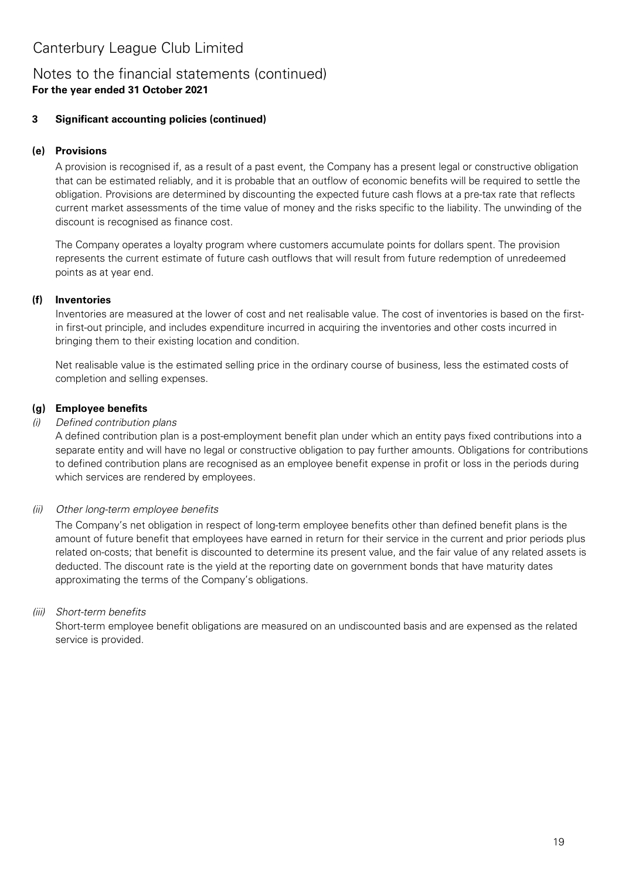# Canterbury League Club Limited

## Notes to the financial statements (continued)

**For the year ended 31 October 2021**

### 3 Significant accounting policies (continued)

#### (e) Provisions

A provision is recognised if, as a result of a past event, the Company has a present legal or constructive obligation that can be estimated reliably, and it is probable that an outflow of economic benefits will be required to settle the obligation. Provisions are determined by discounting the expected future cash flows at a pre-tax rate that reflects current market assessments of the time value of money and the risks specific to the liability. The unwinding of the discount is recognised as finance cost.

The Company operates a loyalty program where customers accumulate points for dollars spent. The provision represents the current estimate of future cash outflows that will result from future redemption of unredeemed points as at year end.

#### (f) Inventories

Inventories are measured at the lower of cost and net realisable value. The cost of inventories is based on the first-in first-out principle, and includes expenditure incurred in acquiring the inventories and other costs incurred in bringing them to their existing location and condition.

Net realisable value is the estimated selling price in the ordinary course of business, less the estimated costs of completion and selling expenses.

#### (g) Employee benefits

*(i) Defined contribution plans*

A defined contribution plan is a post-employment benefit plan under which an entity pays fixed contributions into a separate entity and will have no legal or constructive obligation to pay further amounts. Obligations for contributions to defined contribution plans are recognised as an employee benefit expense in profit or loss in the periods during which services are rendered by employees.

*(ii) Other long-term employee benefits*

The Company's net obligation in respect of long-term employee benefits other than defined benefit plans is the amount of future benefit that employees have earned in return for their service in the current and prior periods plus related on-costs; that benefit is discounted to determine its present value, and the fair value of any related assets is deducted. The discount rate is the yield at the reporting date on government bonds that have maturity dates approximating the terms of the Company's obligations.

*(iii) Short-term benefits*

Short-term employee benefit obligations are measured on an undiscounted basis and are expensed as the related service is provided.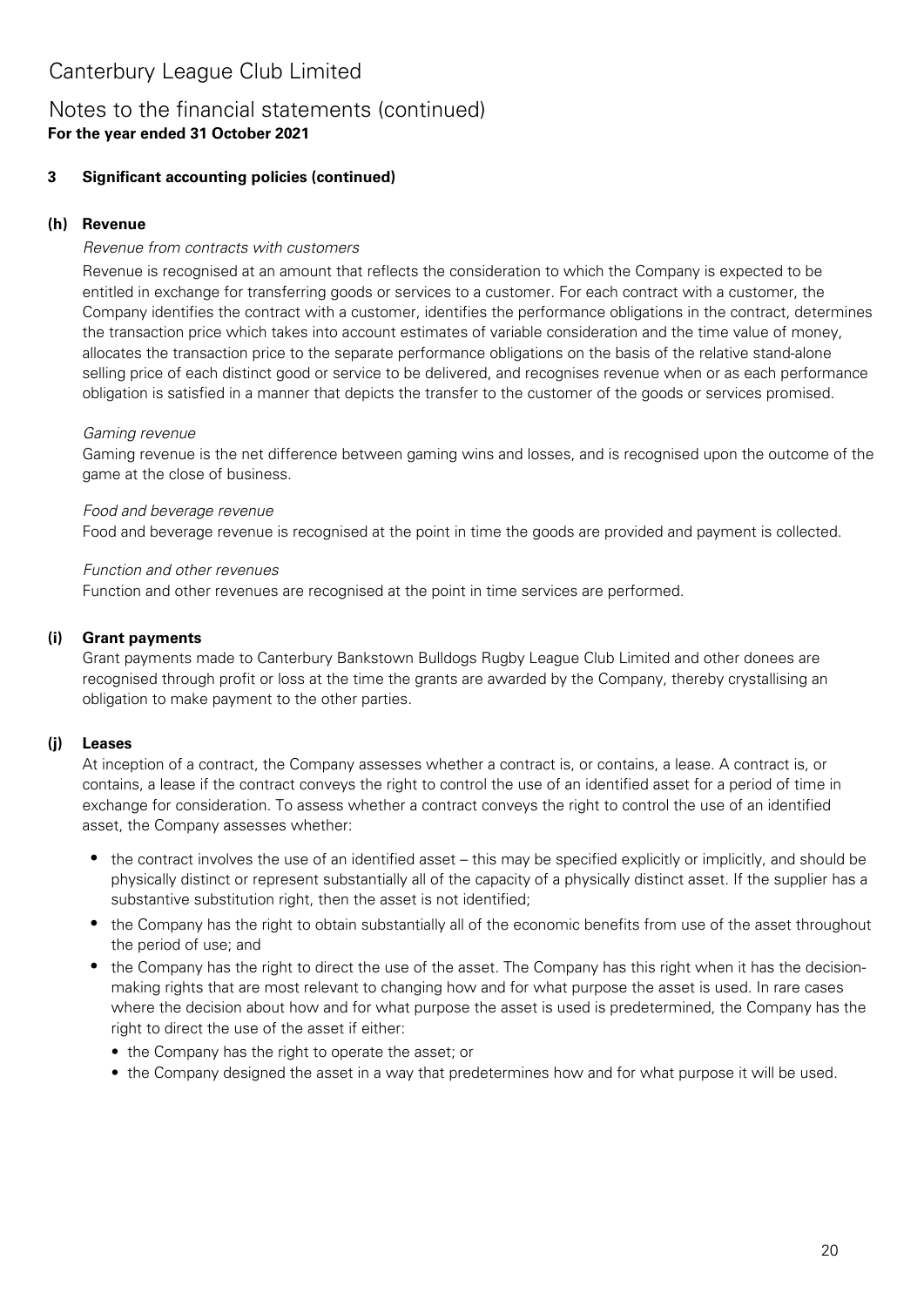# Canterbury League Club Limited

## Notes to the financial statements (continued)
**For the year ended 31 October 2021**

### 3 Significant accounting policies (continued)

#### (h) Revenue

*Revenue from contracts with customers*

Revenue is recognised at an amount that reflects the consideration to which the Company is expected to be entitled in exchange for transferring goods or services to a customer. For each contract with a customer, the Company identifies the contract with a customer, identifies the performance obligations in the contract, determines the transaction price which takes into account estimates of variable consideration and the time value of money, allocates the transaction price to the separate performance obligations on the basis of the relative stand-alone selling price of each distinct good or service to be delivered, and recognises revenue when or as each performance obligation is satisfied in a manner that depicts the transfer to the customer of the goods or services promised.

*Gaming revenue*

Gaming revenue is the net difference between gaming wins and losses, and is recognised upon the outcome of the game at the close of business.

*Food and beverage revenue*

Food and beverage revenue is recognised at the point in time the goods are provided and payment is collected.

*Function and other revenues*

Function and other revenues are recognised at the point in time services are performed.

#### (i) Grant payments

Grant payments made to Canterbury Bankstown Bulldogs Rugby League Club Limited and other donees are recognised through profit or loss at the time the grants are awarded by the Company, thereby crystallising an obligation to make payment to the other parties.

#### (j) Leases

At inception of a contract, the Company assesses whether a contract is, or contains, a lease. A contract is, or contains, a lease if the contract conveys the right to control the use of an identified asset for a period of time in exchange for consideration. To assess whether a contract conveys the right to control the use of an identified asset, the Company assesses whether:

- the contract involves the use of an identified asset – this may be specified explicitly or implicitly, and should be physically distinct or represent substantially all of the capacity of a physically distinct asset. If the supplier has a substantive substitution right, then the asset is not identified;
- the Company has the right to obtain substantially all of the economic benefits from use of the asset throughout the period of use; and
- the Company has the right to direct the use of the asset. The Company has this right when it has the decision-making rights that are most relevant to changing how and for what purpose the asset is used. In rare cases where the decision about how and for what purpose the asset is used is predetermined, the Company has the right to direct the use of the asset if either:
  - the Company has the right to operate the asset; or
  - the Company designed the asset in a way that predetermines how and for what purpose it will be used.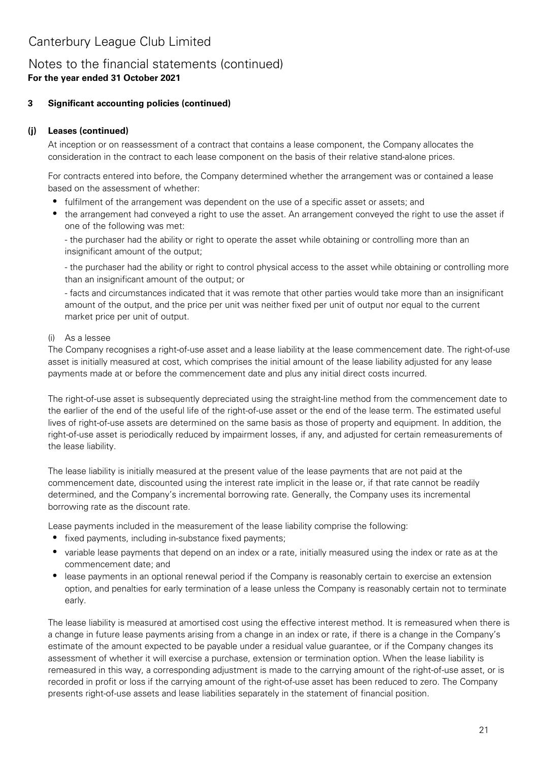# Canterbury League Club Limited

## Notes to the financial statements (continued)

**For the year ended 31 October 2021**

### 3 Significant accounting policies (continued)

#### (j) Leases (continued)

At inception or on reassessment of a contract that contains a lease component, the Company allocates the consideration in the contract to each lease component on the basis of their relative stand-alone prices.

For contracts entered into before, the Company determined whether the arrangement was or contained a lease based on the assessment of whether:

- fulfilment of the arrangement was dependent on the use of a specific asset or assets; and
- the arrangement had conveyed a right to use the asset. An arrangement conveyed the right to use the asset if one of the following was met:

  - the purchaser had the ability or right to operate the asset while obtaining or controlling more than an insignificant amount of the output;

  - the purchaser had the ability or right to control physical access to the asset while obtaining or controlling more than an insignificant amount of the output; or

  - facts and circumstances indicated that it was remote that other parties would take more than an insignificant amount of the output, and the price per unit was neither fixed per unit of output nor equal to the current market price per unit of output.

(i) As a lessee

The Company recognises a right-of-use asset and a lease liability at the lease commencement date. The right-of-use asset is initially measured at cost, which comprises the initial amount of the lease liability adjusted for any lease payments made at or before the commencement date and plus any initial direct costs incurred.

The right-of-use asset is subsequently depreciated using the straight-line method from the commencement date to the earlier of the end of the useful life of the right-of-use asset or the end of the lease term. The estimated useful lives of right-of-use assets are determined on the same basis as those of property and equipment. In addition, the right-of-use asset is periodically reduced by impairment losses, if any, and adjusted for certain remeasurements of the lease liability.

The lease liability is initially measured at the present value of the lease payments that are not paid at the commencement date, discounted using the interest rate implicit in the lease or, if that rate cannot be readily determined, and the Company's incremental borrowing rate. Generally, the Company uses its incremental borrowing rate as the discount rate.

Lease payments included in the measurement of the lease liability comprise the following:

- fixed payments, including in-substance fixed payments;
- variable lease payments that depend on an index or a rate, initially measured using the index or rate as at the commencement date; and
- lease payments in an optional renewal period if the Company is reasonably certain to exercise an extension option, and penalties for early termination of a lease unless the Company is reasonably certain not to terminate early.

The lease liability is measured at amortised cost using the effective interest method. It is remeasured when there is a change in future lease payments arising from a change in an index or rate, if there is a change in the Company's estimate of the amount expected to be payable under a residual value guarantee, or if the Company changes its assessment of whether it will exercise a purchase, extension or termination option. When the lease liability is remeasured in this way, a corresponding adjustment is made to the carrying amount of the right-of-use asset, or is recorded in profit or loss if the carrying amount of the right-of-use asset has been reduced to zero. The Company presents right-of-use assets and lease liabilities separately in the statement of financial position.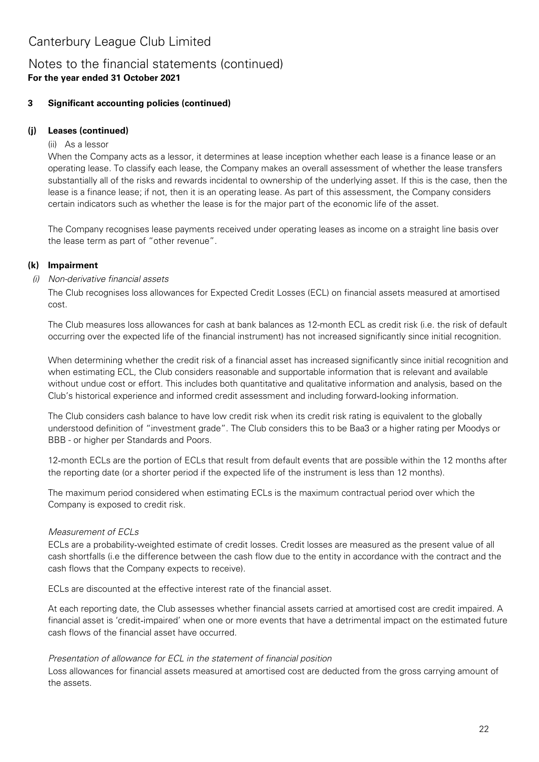# Canterbury League Club Limited

## Notes to the financial statements (continued)

**For the year ended 31 October 2021**

### 3 Significant accounting policies (continued)

#### (j) Leases (continued)

(ii) As a lessor

When the Company acts as a lessor, it determines at lease inception whether each lease is a finance lease or an operating lease. To classify each lease, the Company makes an overall assessment of whether the lease transfers substantially all of the risks and rewards incidental to ownership of the underlying asset. If this is the case, then the lease is a finance lease; if not, then it is an operating lease. As part of this assessment, the Company considers certain indicators such as whether the lease is for the major part of the economic life of the asset.

The Company recognises lease payments received under operating leases as income on a straight line basis over the lease term as part of "other revenue".

#### (k) Impairment

*(i) Non-derivative financial assets*

The Club recognises loss allowances for Expected Credit Losses (ECL) on financial assets measured at amortised cost.

The Club measures loss allowances for cash at bank balances as 12-month ECL as credit risk (i.e. the risk of default occurring over the expected life of the financial instrument) has not increased significantly since initial recognition.

When determining whether the credit risk of a financial asset has increased significantly since initial recognition and when estimating ECL, the Club considers reasonable and supportable information that is relevant and available without undue cost or effort. This includes both quantitative and qualitative information and analysis, based on the Club's historical experience and informed credit assessment and including forward-looking information.

The Club considers cash balance to have low credit risk when its credit risk rating is equivalent to the globally understood definition of "investment grade". The Club considers this to be Baa3 or a higher rating per Moodys or BBB - or higher per Standards and Poors.

12-month ECLs are the portion of ECLs that result from default events that are possible within the 12 months after the reporting date (or a shorter period if the expected life of the instrument is less than 12 months).

The maximum period considered when estimating ECLs is the maximum contractual period over which the Company is exposed to credit risk.

*Measurement of ECLs*

ECLs are a probability-weighted estimate of credit losses. Credit losses are measured as the present value of all cash shortfalls (i.e the difference between the cash flow due to the entity in accordance with the contract and the cash flows that the Company expects to receive).

ECLs are discounted at the effective interest rate of the financial asset.

At each reporting date, the Club assesses whether financial assets carried at amortised cost are credit impaired. A financial asset is 'credit-impaired' when one or more events that have a detrimental impact on the estimated future cash flows of the financial asset have occurred.

*Presentation of allowance for ECL in the statement of financial position*

Loss allowances for financial assets measured at amortised cost are deducted from the gross carrying amount of the assets.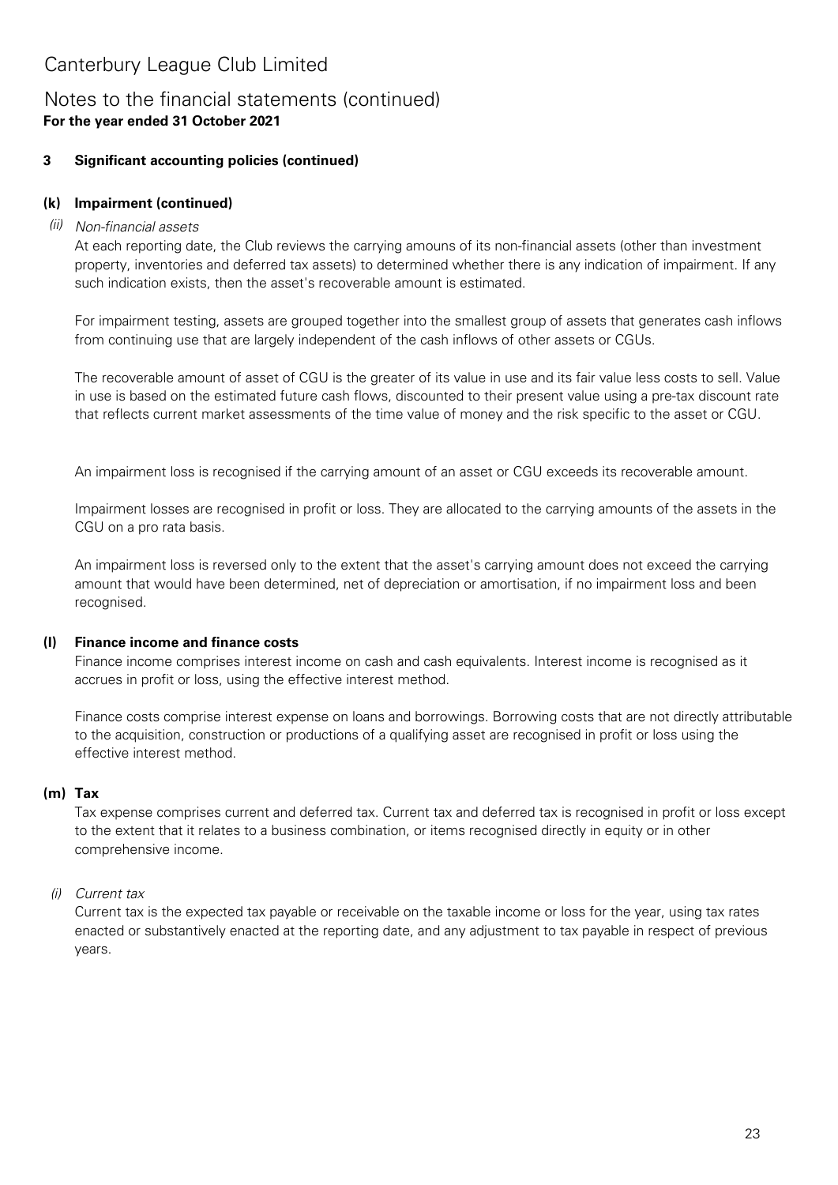# Canterbury League Club Limited

## Notes to the financial statements (continued)

**For the year ended 31 October 2021**

### 3 Significant accounting policies (continued)

#### (k) Impairment (continued)

*(ii) Non-financial assets*

At each reporting date, the Club reviews the carrying amouns of its non-financial assets (other than investment property, inventories and deferred tax assets) to determined whether there is any indication of impairment. If any such indication exists, then the asset's recoverable amount is estimated.

For impairment testing, assets are grouped together into the smallest group of assets that generates cash inflows from continuing use that are largely independent of the cash inflows of other assets or CGUs.

The recoverable amount of asset of CGU is the greater of its value in use and its fair value less costs to sell. Value in use is based on the estimated future cash flows, discounted to their present value using a pre-tax discount rate that reflects current market assessments of the time value of money and the risk specific to the asset or CGU.

An impairment loss is recognised if the carrying amount of an asset or CGU exceeds its recoverable amount.

Impairment losses are recognised in profit or loss. They are allocated to the carrying amounts of the assets in the CGU on a pro rata basis.

An impairment loss is reversed only to the extent that the asset's carrying amount does not exceed the carrying amount that would have been determined, net of depreciation or amortisation, if no impairment loss and been recognised.

#### (l) Finance income and finance costs

Finance income comprises interest income on cash and cash equivalents. Interest income is recognised as it accrues in profit or loss, using the effective interest method.

Finance costs comprise interest expense on loans and borrowings. Borrowing costs that are not directly attributable to the acquisition, construction or productions of a qualifying asset are recognised in profit or loss using the effective interest method.

#### (m) Tax

Tax expense comprises current and deferred tax. Current tax and deferred tax is recognised in profit or loss except to the extent that it relates to a business combination, or items recognised directly in equity or in other comprehensive income.

*(i) Current tax*

Current tax is the expected tax payable or receivable on the taxable income or loss for the year, using tax rates enacted or substantively enacted at the reporting date, and any adjustment to tax payable in respect of previous years.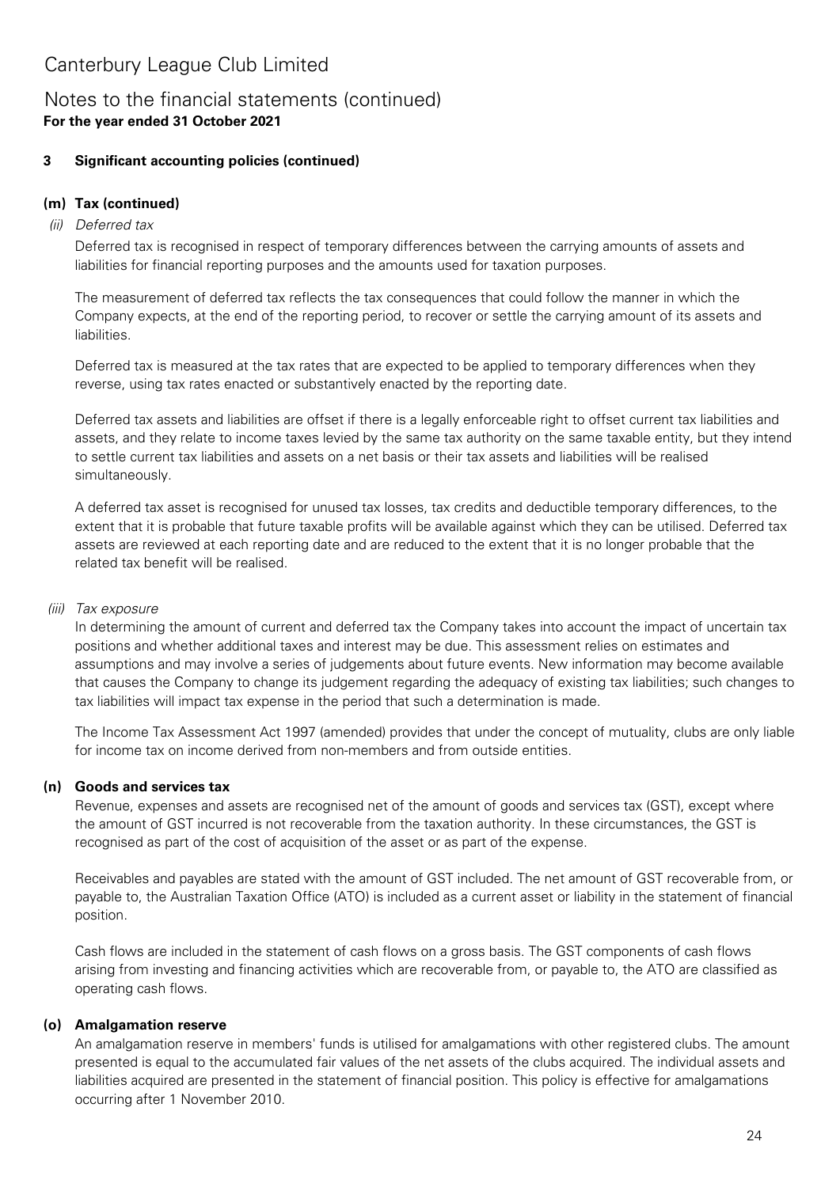# Canterbury League Club Limited

## Notes to the financial statements (continued)
**For the year ended 31 October 2021**

### 3 Significant accounting policies (continued)

#### (m) Tax (continued)

*(ii) Deferred tax*

Deferred tax is recognised in respect of temporary differences between the carrying amounts of assets and liabilities for financial reporting purposes and the amounts used for taxation purposes.

The measurement of deferred tax reflects the tax consequences that could follow the manner in which the Company expects, at the end of the reporting period, to recover or settle the carrying amount of its assets and liabilities.

Deferred tax is measured at the tax rates that are expected to be applied to temporary differences when they reverse, using tax rates enacted or substantively enacted by the reporting date.

Deferred tax assets and liabilities are offset if there is a legally enforceable right to offset current tax liabilities and assets, and they relate to income taxes levied by the same tax authority on the same taxable entity, but they intend to settle current tax liabilities and assets on a net basis or their tax assets and liabilities will be realised simultaneously.

A deferred tax asset is recognised for unused tax losses, tax credits and deductible temporary differences, to the extent that it is probable that future taxable profits will be available against which they can be utilised. Deferred tax assets are reviewed at each reporting date and are reduced to the extent that it is no longer probable that the related tax benefit will be realised.

*(iii) Tax exposure*

In determining the amount of current and deferred tax the Company takes into account the impact of uncertain tax positions and whether additional taxes and interest may be due. This assessment relies on estimates and assumptions and may involve a series of judgements about future events. New information may become available that causes the Company to change its judgement regarding the adequacy of existing tax liabilities; such changes to tax liabilities will impact tax expense in the period that such a determination is made.

The Income Tax Assessment Act 1997 (amended) provides that under the concept of mutuality, clubs are only liable for income tax on income derived from non-members and from outside entities.

#### (n) Goods and services tax

Revenue, expenses and assets are recognised net of the amount of goods and services tax (GST), except where the amount of GST incurred is not recoverable from the taxation authority. In these circumstances, the GST is recognised as part of the cost of acquisition of the asset or as part of the expense.

Receivables and payables are stated with the amount of GST included. The net amount of GST recoverable from, or payable to, the Australian Taxation Office (ATO) is included as a current asset or liability in the statement of financial position.

Cash flows are included in the statement of cash flows on a gross basis. The GST components of cash flows arising from investing and financing activities which are recoverable from, or payable to, the ATO are classified as operating cash flows.

#### (o) Amalgamation reserve

An amalgamation reserve in members' funds is utilised for amalgamations with other registered clubs. The amount presented is equal to the accumulated fair values of the net assets of the clubs acquired. The individual assets and liabilities acquired are presented in the statement of financial position. This policy is effective for amalgamations occurring after 1 November 2010.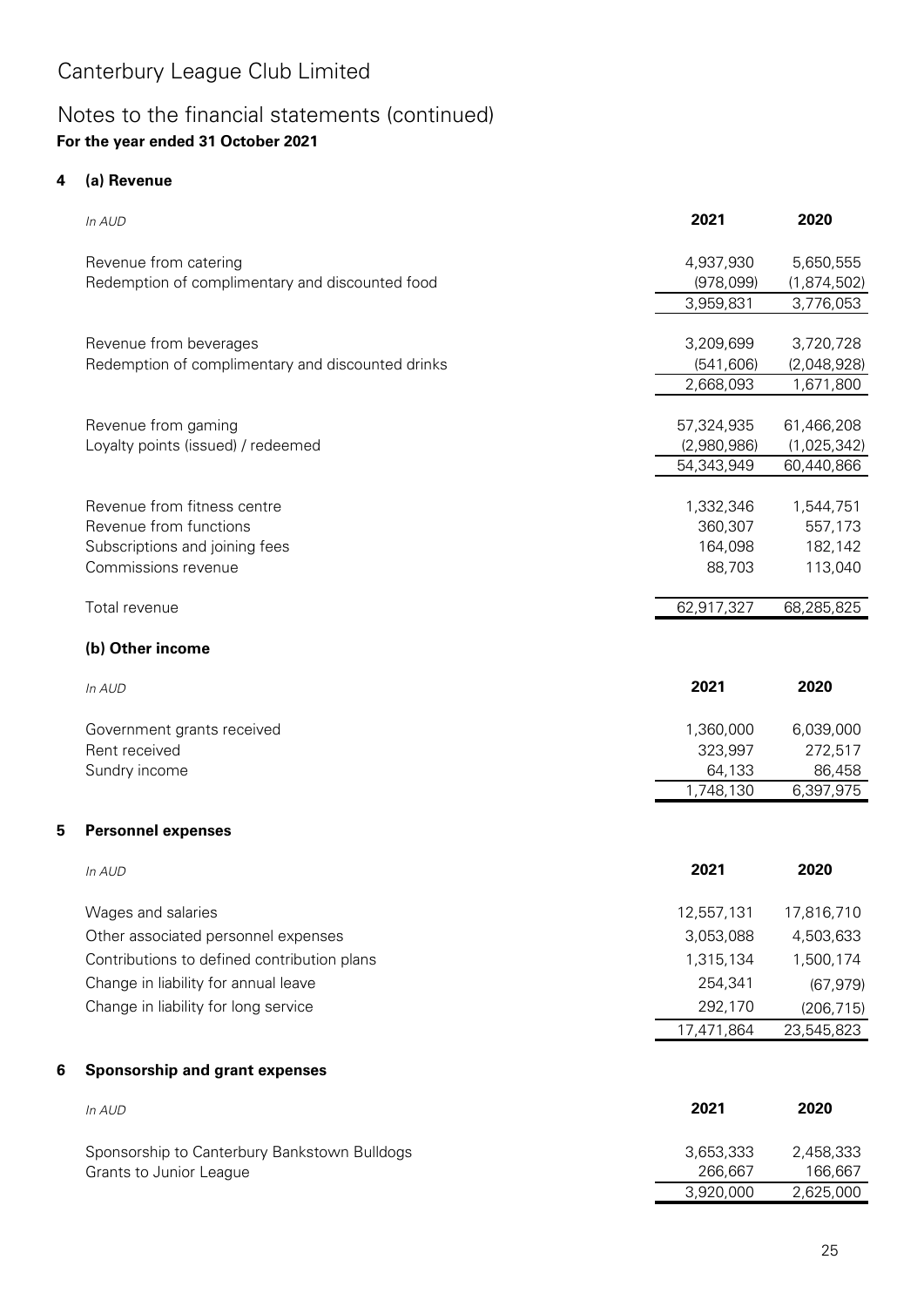# Canterbury League Club Limited

## Notes to the financial statements (continued)

**For the year ended 31 October 2021**

### 4 (a) Revenue

| *In AUD* | **2021** | **2020** |
|---|---|---|
| Revenue from catering | 4,937,930 | 5,650,555 |
| Redemption of complimentary and discounted food | (978,099) | (1,874,502) |
| | 3,959,831 | 3,776,053 |
| Revenue from beverages | 3,209,699 | 3,720,728 |
| Redemption of complimentary and discounted drinks | (541,606) | (2,048,928) |
| | 2,668,093 | 1,671,800 |
| Revenue from gaming | 57,324,935 | 61,466,208 |
| Loyalty points (issued) / redeemed | (2,980,986) | (1,025,342) |
| | 54,343,949 | 60,440,866 |
| Revenue from fitness centre | 1,332,346 | 1,544,751 |
| Revenue from functions | 360,307 | 557,173 |
| Subscriptions and joining fees | 164,098 | 182,142 |
| Commissions revenue | 88,703 | 113,040 |
| Total revenue | 62,917,327 | 68,285,825 |

### (b) Other income

| *In AUD* | **2021** | **2020** |
|---|---|---|
| Government grants received | 1,360,000 | 6,039,000 |
| Rent received | 323,997 | 272,517 |
| Sundry income | 64,133 | 86,458 |
| | 1,748,130 | 6,397,975 |

### 5 Personnel expenses

| *In AUD* | **2021** | **2020** |
|---|---|---|
| Wages and salaries | 12,557,131 | 17,816,710 |
| Other associated personnel expenses | 3,053,088 | 4,503,633 |
| Contributions to defined contribution plans | 1,315,134 | 1,500,174 |
| Change in liability for annual leave | 254,341 | (67,979) |
| Change in liability for long service | 292,170 | (206,715) |
| | 17,471,864 | 23,545,823 |

### 6 Sponsorship and grant expenses

| *In AUD* | **2021** | **2020** |
|---|---|---|
| Sponsorship to Canterbury Bankstown Bulldogs | 3,653,333 | 2,458,333 |
| Grants to Junior League | 266,667 | 166,667 |
| | 3,920,000 | 2,625,000 |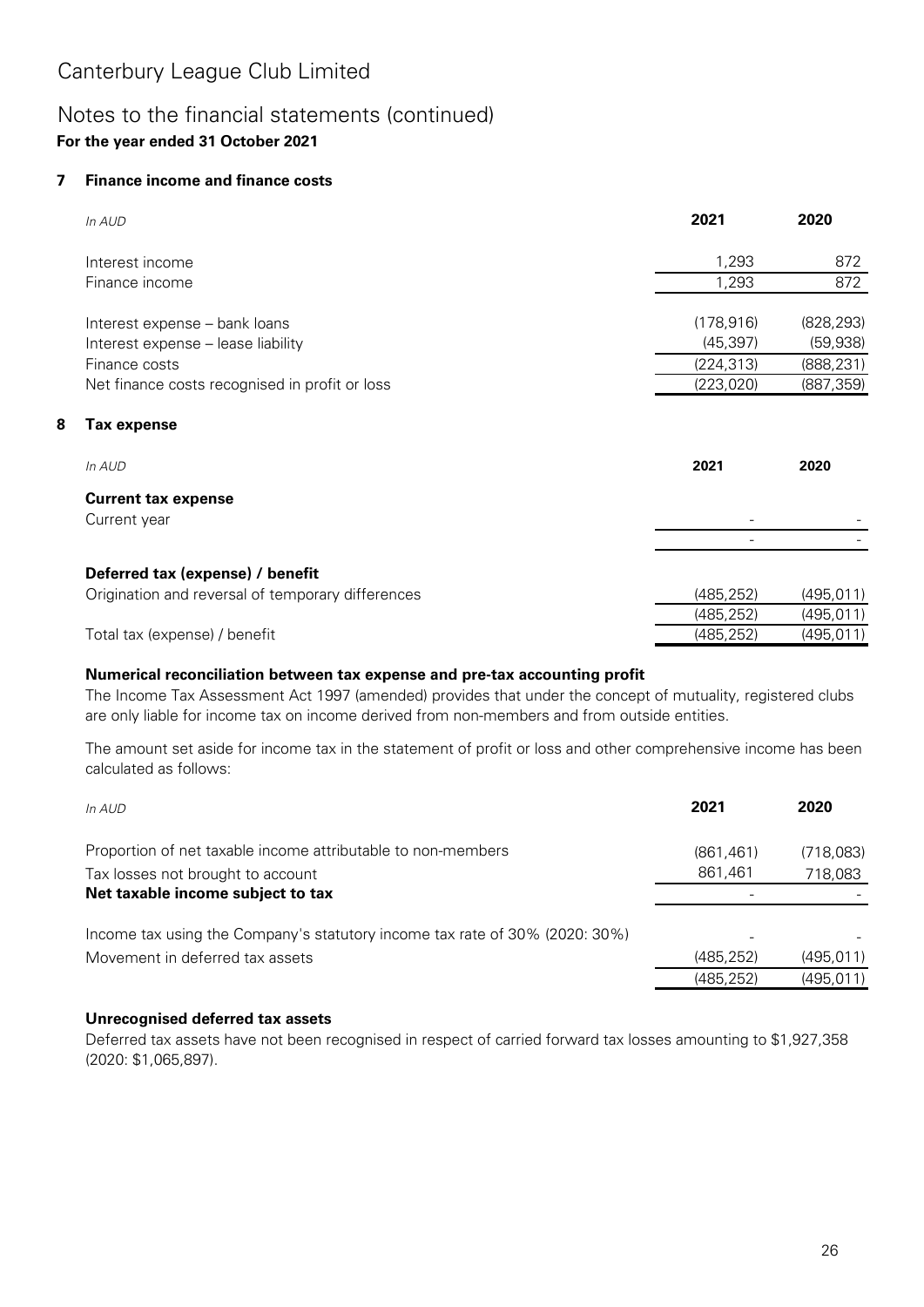# Canterbury League Club Limited

## Notes to the financial statements (continued)

**For the year ended 31 October 2021**

### 7 Finance income and finance costs

| *In AUD* | **2021** | **2020** |
|---|---|---|
| Interest income | 1,293 | 872 |
| Finance income | 1,293 | 872 |
| | | |
| Interest expense – bank loans | (178,916) | (828,293) |
| Interest expense – lease liability | (45,397) | (59,938) |
| Finance costs | (224,313) | (888,231) |
| Net finance costs recognised in profit or loss | (223,020) | (887,359) |

### 8 Tax expense

| *In AUD* | **2021** | **2020** |
|---|---|---|
| **Current tax expense** | | |
| Current year | - | - |
| | - | - |
| | | |
| **Deferred tax (expense) / benefit** | | |
| Origination and reversal of temporary differences | (485,252) | (495,011) |
| | (485,252) | (495,011) |
| Total tax (expense) / benefit | (485,252) | (495,011) |

**Numerical reconciliation between tax expense and pre-tax accounting profit**

The Income Tax Assessment Act 1997 (amended) provides that under the concept of mutuality, registered clubs are only liable for income tax on income derived from non-members and from outside entities.

The amount set aside for income tax in the statement of profit or loss and other comprehensive income has been calculated as follows:

| *In AUD* | **2021** | **2020** |
|---|---|---|
| Proportion of net taxable income attributable to non-members | (861,461) | (718,083) |
| Tax losses not brought to account | 861,461 | 718,083 |
| **Net taxable income subject to tax** | - | - |
| | | |
| Income tax using the Company's statutory income tax rate of 30% (2020: 30%) | - | - |
| Movement in deferred tax assets | (485,252) | (495,011) |
| | (485,252) | (495,011) |

**Unrecognised deferred tax assets**

Deferred tax assets have not been recognised in respect of carried forward tax losses amounting to $1,927,358 (2020: $1,065,897).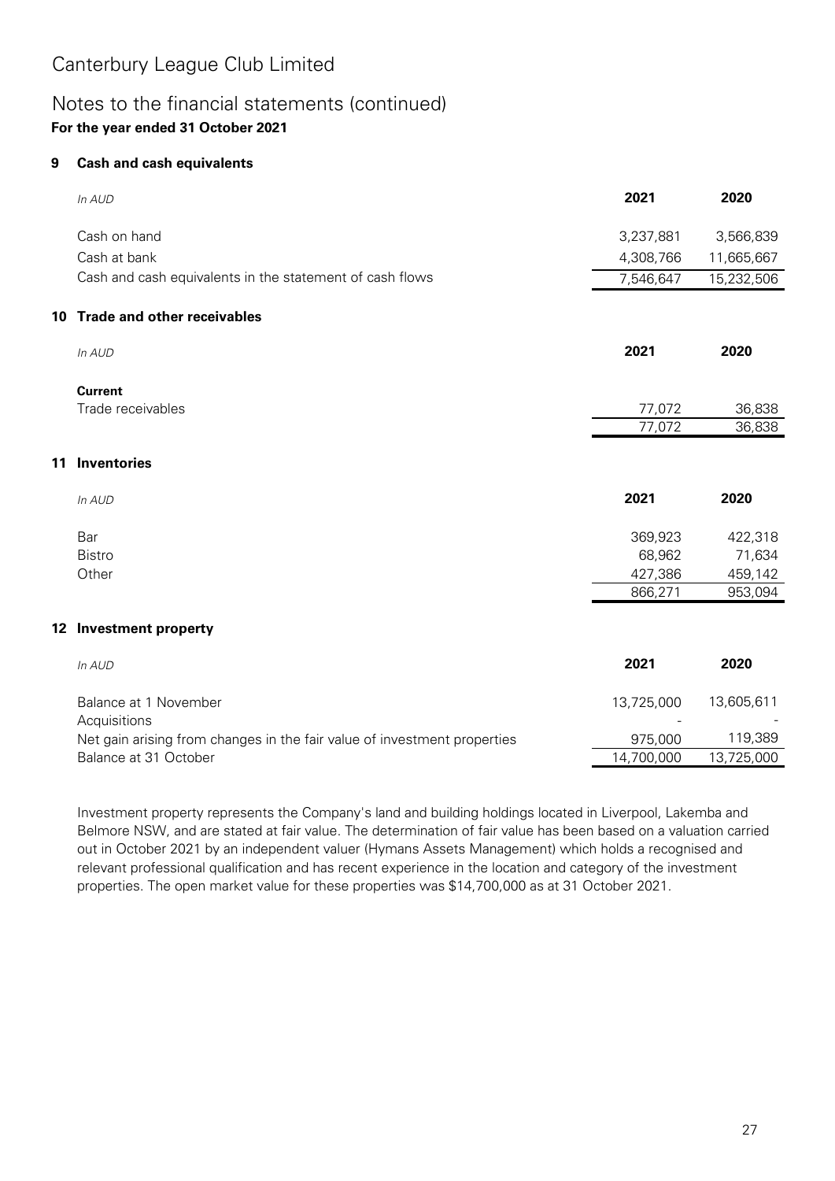# Canterbury League Club Limited

## Notes to the financial statements (continued)

**For the year ended 31 October 2021**

### 9 Cash and cash equivalents

| *In AUD* | **2021** | **2020** |
|---|---|---|
| Cash on hand | 3,237,881 | 3,566,839 |
| Cash at bank | 4,308,766 | 11,665,667 |
| Cash and cash equivalents in the statement of cash flows | 7,546,647 | 15,232,506 |

### 10 Trade and other receivables

| *In AUD* | **2021** | **2020** |
|---|---|---|
| **Current** | | |
| Trade receivables | 77,072 | 36,838 |
| | 77,072 | 36,838 |

### 11 Inventories

| *In AUD* | **2021** | **2020** |
|---|---|---|
| Bar | 369,923 | 422,318 |
| Bistro | 68,962 | 71,634 |
| Other | 427,386 | 459,142 |
| | 866,271 | 953,094 |

### 12 Investment property

| *In AUD* | **2021** | **2020** |
|---|---|---|
| Balance at 1 November | 13,725,000 | 13,605,611 |
| Acquisitions | - | - |
| Net gain arising from changes in the fair value of investment properties | 975,000 | 119,389 |
| Balance at 31 October | 14,700,000 | 13,725,000 |

Investment property represents the Company's land and building holdings located in Liverpool, Lakemba and Belmore NSW, and are stated at fair value. The determination of fair value has been based on a valuation carried out in October 2021 by an independent valuer (Hymans Assets Management) which holds a recognised and relevant professional qualification and has recent experience in the location and category of the investment properties. The open market value for these properties was $14,700,000 as at 31 October 2021.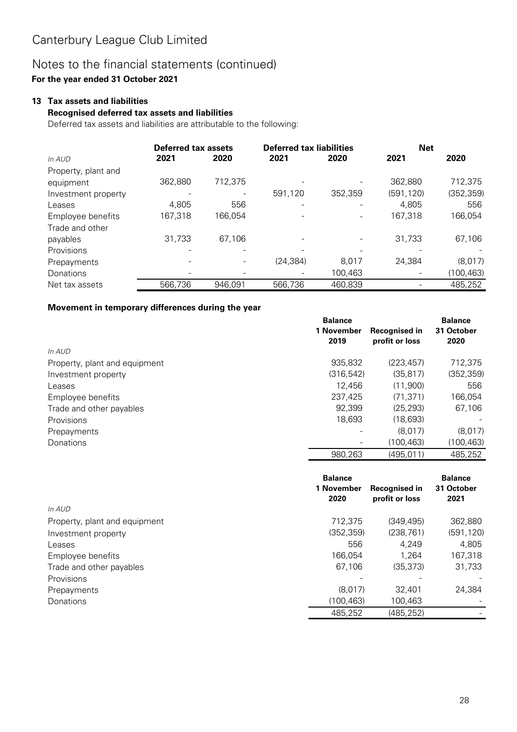# Canterbury League Club Limited

## Notes to the financial statements (continued)

**For the year ended 31 October 2021**

### 13 Tax assets and liabilities

**Recognised deferred tax assets and liabilities**

Deferred tax assets and liabilities are attributable to the following:

| | Deferred tax assets | | Deferred tax liabilities | | Net | |
|---|---|---|---|---|---|---|
| *In AUD* | **2021** | **2020** | **2021** | **2020** | **2021** | **2020** |
| Property, plant and equipment | 362,880 | 712,375 | - | - | 362,880 | 712,375 |
| Investment property | - | - | 591,120 | 352,359 | (591,120) | (352,359) |
| Leases | 4,805 | 556 | - | - | 4,805 | 556 |
| Employee benefits | 167,318 | 166,054 | - | - | 167,318 | 166,054 |
| Trade and other payables | 31,733 | 67,106 | - | - | 31,733 | 67,106 |
| Provisions | - | - | - | - | - | - |
| Prepayments | - | - | (24,384) | 8,017 | 24,384 | (8,017) |
| Donations | - | - | - | 100,463 | - | (100,463) |
| Net tax assets | 566,736 | 946,091 | 566,736 | 460,839 | - | 485,252 |

**Movement in temporary differences during the year**

| *In AUD* | Balance 1 November 2019 | Recognised in profit or loss | Balance 31 October 2020 |
|---|---|---|---|
| Property, plant and equipment | 935,832 | (223,457) | 712,375 |
| Investment property | (316,542) | (35,817) | (352,359) |
| Leases | 12,456 | (11,900) | 556 |
| Employee benefits | 237,425 | (71,371) | 166,054 |
| Trade and other payables | 92,399 | (25,293) | 67,106 |
| Provisions | 18,693 | (18,693) | - |
| Prepayments | - | (8,017) | (8,017) |
| Donations | - | (100,463) | (100,463) |
| | 980,263 | (495,011) | 485,252 |

| *In AUD* | Balance 1 November 2020 | Recognised in profit or loss | Balance 31 October 2021 |
|---|---|---|---|
| Property, plant and equipment | 712,375 | (349,495) | 362,880 |
| Investment property | (352,359) | (238,761) | (591,120) |
| Leases | 556 | 4,249 | 4,805 |
| Employee benefits | 166,054 | 1,264 | 167,318 |
| Trade and other payables | 67,106 | (35,373) | 31,733 |
| Provisions | - | - | - |
| Prepayments | (8,017) | 32,401 | 24,384 |
| Donations | (100,463) | 100,463 | - |
| | 485,252 | (485,252) | - |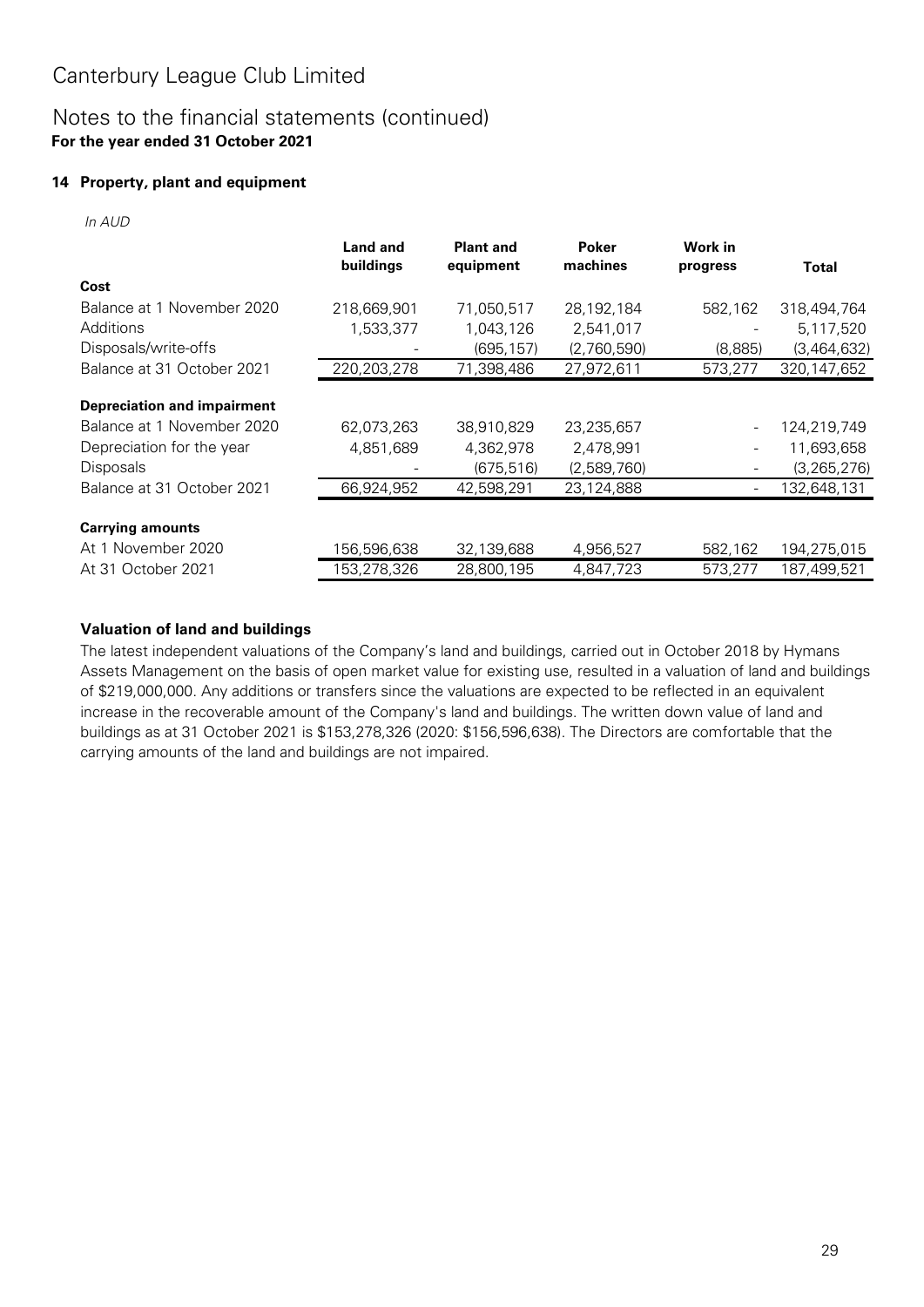# Canterbury League Club Limited

## Notes to the financial statements (continued)
**For the year ended 31 October 2021**

### 14 Property, plant and equipment

*In AUD*

| | Land and buildings | Plant and equipment | Poker machines | Work in progress | Total |
|---|---|---|---|---|---|
| **Cost** | | | | | |
| Balance at 1 November 2020 | 218,669,901 | 71,050,517 | 28,192,184 | 582,162 | 318,494,764 |
| Additions | 1,533,377 | 1,043,126 | 2,541,017 | - | 5,117,520 |
| Disposals/write-offs | - | (695,157) | (2,760,590) | (8,885) | (3,464,632) |
| Balance at 31 October 2021 | 220,203,278 | 71,398,486 | 27,972,611 | 573,277 | 320,147,652 |
| **Depreciation and impairment** | | | | | |
| Balance at 1 November 2020 | 62,073,263 | 38,910,829 | 23,235,657 | - | 124,219,749 |
| Depreciation for the year | 4,851,689 | 4,362,978 | 2,478,991 | - | 11,693,658 |
| Disposals | - | (675,516) | (2,589,760) | - | (3,265,276) |
| Balance at 31 October 2021 | 66,924,952 | 42,598,291 | 23,124,888 | - | 132,648,131 |
| **Carrying amounts** | | | | | |
| At 1 November 2020 | 156,596,638 | 32,139,688 | 4,956,527 | 582,162 | 194,275,015 |
| At 31 October 2021 | 153,278,326 | 28,800,195 | 4,847,723 | 573,277 | 187,499,521 |

**Valuation of land and buildings**

The latest independent valuations of the Company's land and buildings, carried out in October 2018 by Hymans Assets Management on the basis of open market value for existing use, resulted in a valuation of land and buildings of $219,000,000. Any additions or transfers since the valuations are expected to be reflected in an equivalent increase in the recoverable amount of the Company's land and buildings. The written down value of land and buildings as at 31 October 2021 is $153,278,326 (2020: $156,596,638). The Directors are comfortable that the carrying amounts of the land and buildings are not impaired.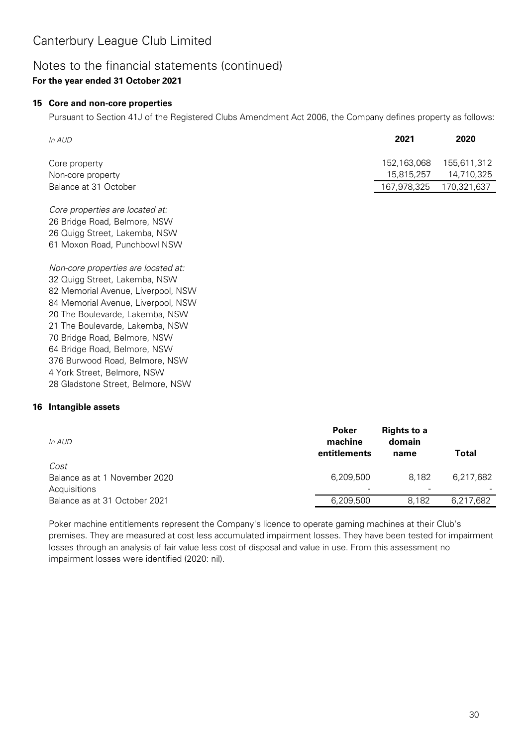# Canterbury League Club Limited

## Notes to the financial statements (continued)

**For the year ended 31 October 2021**

### 15 Core and non-core properties

Pursuant to Section 41J of the Registered Clubs Amendment Act 2006, the Company defines property as follows:

| *In AUD* | **2021** | **2020** |
|---|---|---|
| Core property | 152,163,068 | 155,611,312 |
| Non-core property | 15,815,257 | 14,710,325 |
| Balance at 31 October | 167,978,325 | 170,321,637 |

*Core properties are located at:*
26 Bridge Road, Belmore, NSW
26 Quigg Street, Lakemba, NSW
61 Moxon Road, Punchbowl NSW

*Non-core properties are located at:*
32 Quigg Street, Lakemba, NSW
82 Memorial Avenue, Liverpool, NSW
84 Memorial Avenue, Liverpool, NSW
20 The Boulevarde, Lakemba, NSW
21 The Boulevarde, Lakemba, NSW
70 Bridge Road, Belmore, NSW
64 Bridge Road, Belmore, NSW
376 Burwood Road, Belmore, NSW
4 York Street, Belmore, NSW
28 Gladstone Street, Belmore, NSW

### 16 Intangible assets

| *In AUD* | **Poker machine entitlements** | **Rights to a domain name** | **Total** |
|---|---|---|---|
| *Cost* | | | |
| Balance as at 1 November 2020 | 6,209,500 | 8,182 | 6,217,682 |
| Acquisitions | - | - | - |
| Balance as at 31 October 2021 | 6,209,500 | 8,182 | 6,217,682 |

Poker machine entitlements represent the Company's licence to operate gaming machines at their Club's premises. They are measured at cost less accumulated impairment losses. They have been tested for impairment losses through an analysis of fair value less cost of disposal and value in use. From this assessment no impairment losses were identified (2020: nil).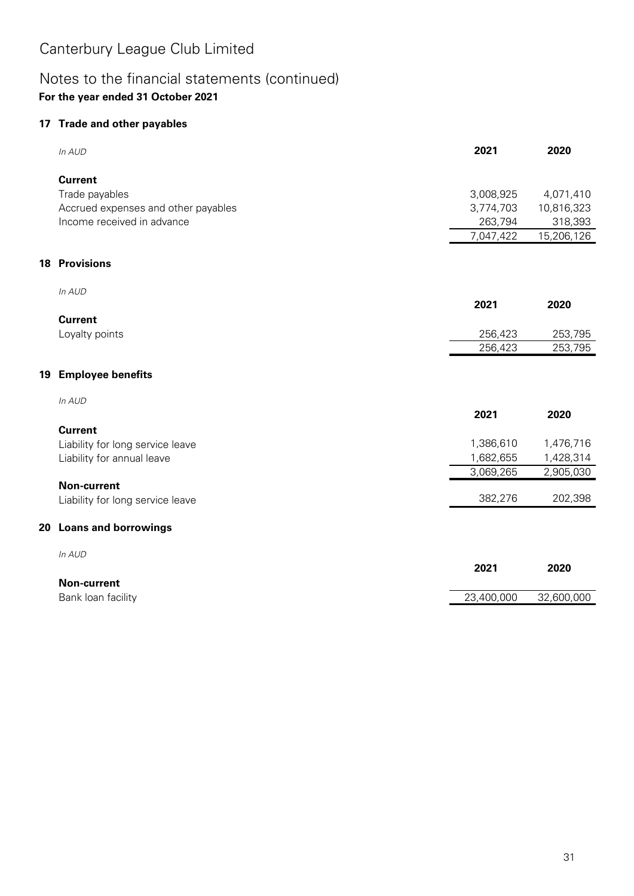# Canterbury League Club Limited

## Notes to the financial statements (continued)

**For the year ended 31 October 2021**

### 17 Trade and other payables

| *In AUD* | **2021** | **2020** |
|---|---|---|
| **Current** | | |
| Trade payables | 3,008,925 | 4,071,410 |
| Accrued expenses and other payables | 3,774,703 | 10,816,323 |
| Income received in advance | 263,794 | 318,393 |
| | 7,047,422 | 15,206,126 |

### 18 Provisions

| *In AUD* | **2021** | **2020** |
|---|---|---|
| **Current** | | |
| Loyalty points | 256,423 | 253,795 |
| | 256,423 | 253,795 |

### 19 Employee benefits

| *In AUD* | **2021** | **2020** |
|---|---|---|
| **Current** | | |
| Liability for long service leave | 1,386,610 | 1,476,716 |
| Liability for annual leave | 1,682,655 | 1,428,314 |
| | 3,069,265 | 2,905,030 |
| **Non-current** | | |
| Liability for long service leave | 382,276 | 202,398 |

### 20 Loans and borrowings

| *In AUD* | **2021** | **2020** |
|---|---|---|
| **Non-current** | | |
| Bank loan facility | 23,400,000 | 32,600,000 |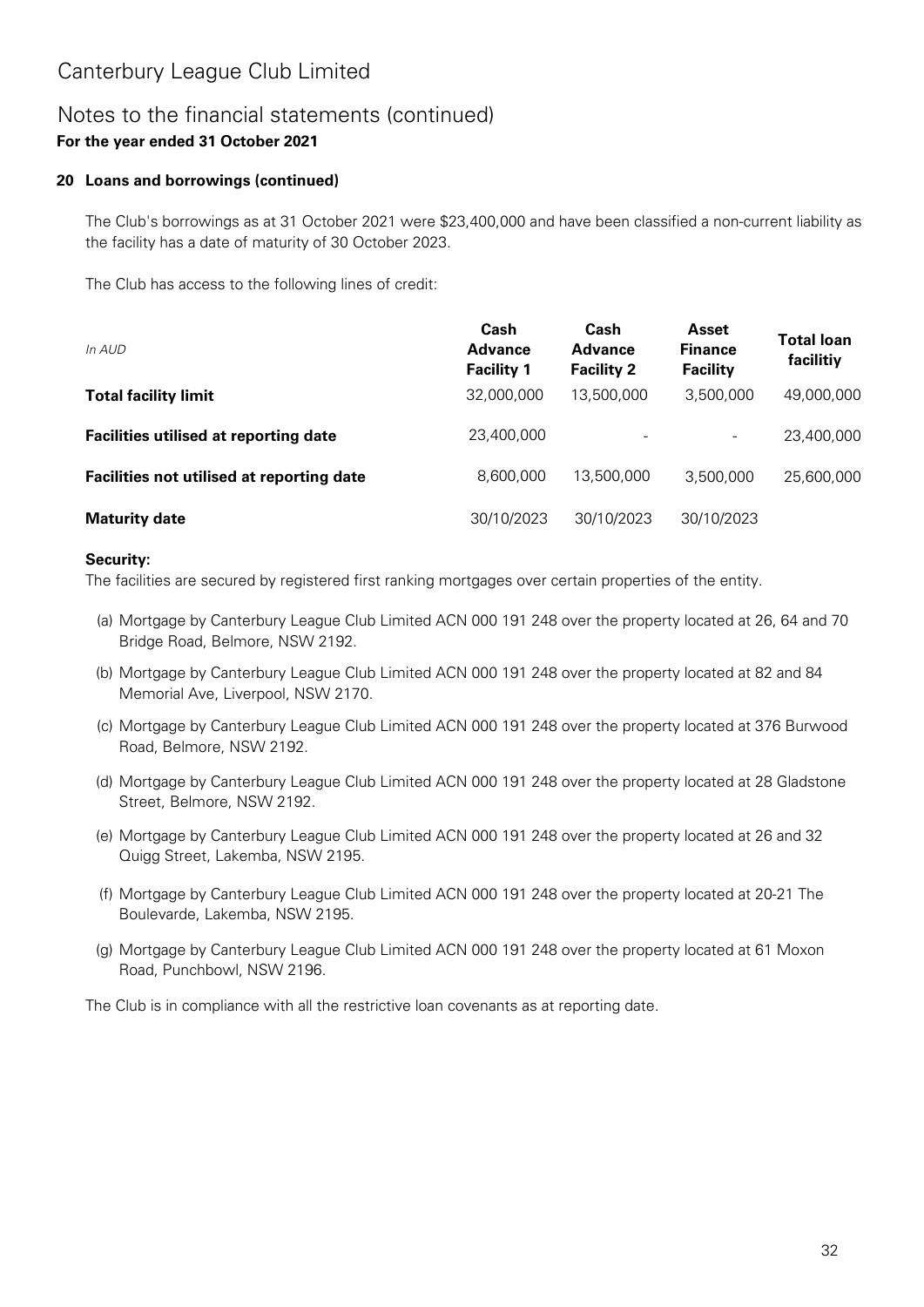# Canterbury League Club Limited

## Notes to the financial statements (continued)

**For the year ended 31 October 2021**

### 20 Loans and borrowings (continued)

The Club's borrowings as at 31 October 2021 were $23,400,000 and have been classified a non-current liability as the facility has a date of maturity of 30 October 2023.

The Club has access to the following lines of credit:

| *In AUD* | **Cash Advance Facility 1** | **Cash Advance Facility 2** | **Asset Finance Facility** | **Total loan facilitiy** |
|---|---|---|---|---|
| **Total facility limit** | 32,000,000 | 13,500,000 | 3,500,000 | 49,000,000 |
| **Facilities utilised at reporting date** | 23,400,000 | - | - | 23,400,000 |
| **Facilities not utilised at reporting date** | 8,600,000 | 13,500,000 | 3,500,000 | 25,600,000 |
| **Maturity date** | 30/10/2023 | 30/10/2023 | 30/10/2023 | |

**Security:**

The facilities are secured by registered first ranking mortgages over certain properties of the entity.

(a) Mortgage by Canterbury League Club Limited ACN 000 191 248 over the property located at 26, 64 and 70 Bridge Road, Belmore, NSW 2192.

(b) Mortgage by Canterbury League Club Limited ACN 000 191 248 over the property located at 82 and 84 Memorial Ave, Liverpool, NSW 2170.

(c) Mortgage by Canterbury League Club Limited ACN 000 191 248 over the property located at 376 Burwood Road, Belmore, NSW 2192.

(d) Mortgage by Canterbury League Club Limited ACN 000 191 248 over the property located at 28 Gladstone Street, Belmore, NSW 2192.

(e) Mortgage by Canterbury League Club Limited ACN 000 191 248 over the property located at 26 and 32 Quigg Street, Lakemba, NSW 2195.

(f) Mortgage by Canterbury League Club Limited ACN 000 191 248 over the property located at 20-21 The Boulevarde, Lakemba, NSW 2195.

(g) Mortgage by Canterbury League Club Limited ACN 000 191 248 over the property located at 61 Moxon Road, Punchbowl, NSW 2196.

The Club is in compliance with all the restrictive loan covenants as at reporting date.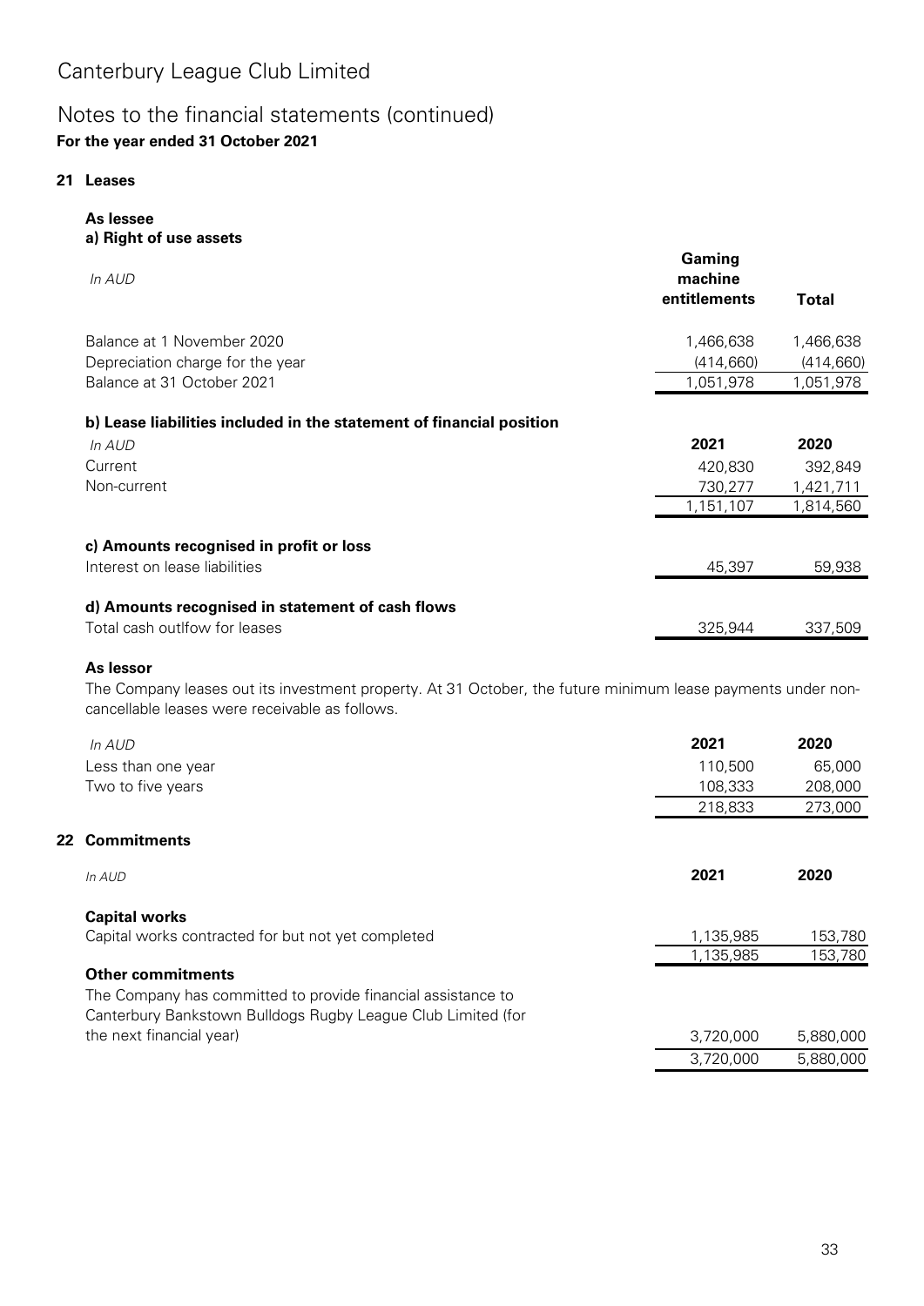# Canterbury League Club Limited

## Notes to the financial statements (continued)

**For the year ended 31 October 2021**

### 21 Leases

**As lessee**

**a) Right of use assets**

| *In AUD* | Gaming machine entitlements | Total |
|---|---|---|
| Balance at 1 November 2020 | 1,466,638 | 1,466,638 |
| Depreciation charge for the year | (414,660) | (414,660) |
| Balance at 31 October 2021 | 1,051,978 | 1,051,978 |

**b) Lease liabilities included in the statement of financial position**

| *In AUD* | 2021 | 2020 |
|---|---|---|
| Current | 420,830 | 392,849 |
| Non-current | 730,277 | 1,421,711 |
| | 1,151,107 | 1,814,560 |

**c) Amounts recognised in profit or loss**

| | 2021 | 2020 |
|---|---|---|
| Interest on lease liabilities | 45,397 | 59,938 |

**d) Amounts recognised in statement of cash flows**

| | 2021 | 2020 |
|---|---|---|
| Total cash outlfow for leases | 325,944 | 337,509 |

**As lessor**

The Company leases out its investment property. At 31 October, the future minimum lease payments under non-cancellable leases were receivable as follows.

| *In AUD* | 2021 | 2020 |
|---|---|---|
| Less than one year | 110,500 | 65,000 |
| Two to five years | 108,333 | 208,000 |
| | 218,833 | 273,000 |

### 22 Commitments

| *In AUD* | 2021 | 2020 |
|---|---|---|
| **Capital works** | | |
| Capital works contracted for but not yet completed | 1,135,985 | 153,780 |
| | 1,135,985 | 153,780 |
| **Other commitments** | | |
| The Company has committed to provide financial assistance to Canterbury Bankstown Bulldogs Rugby League Club Limited (for the next financial year) | 3,720,000 | 5,880,000 |
| | 3,720,000 | 5,880,000 |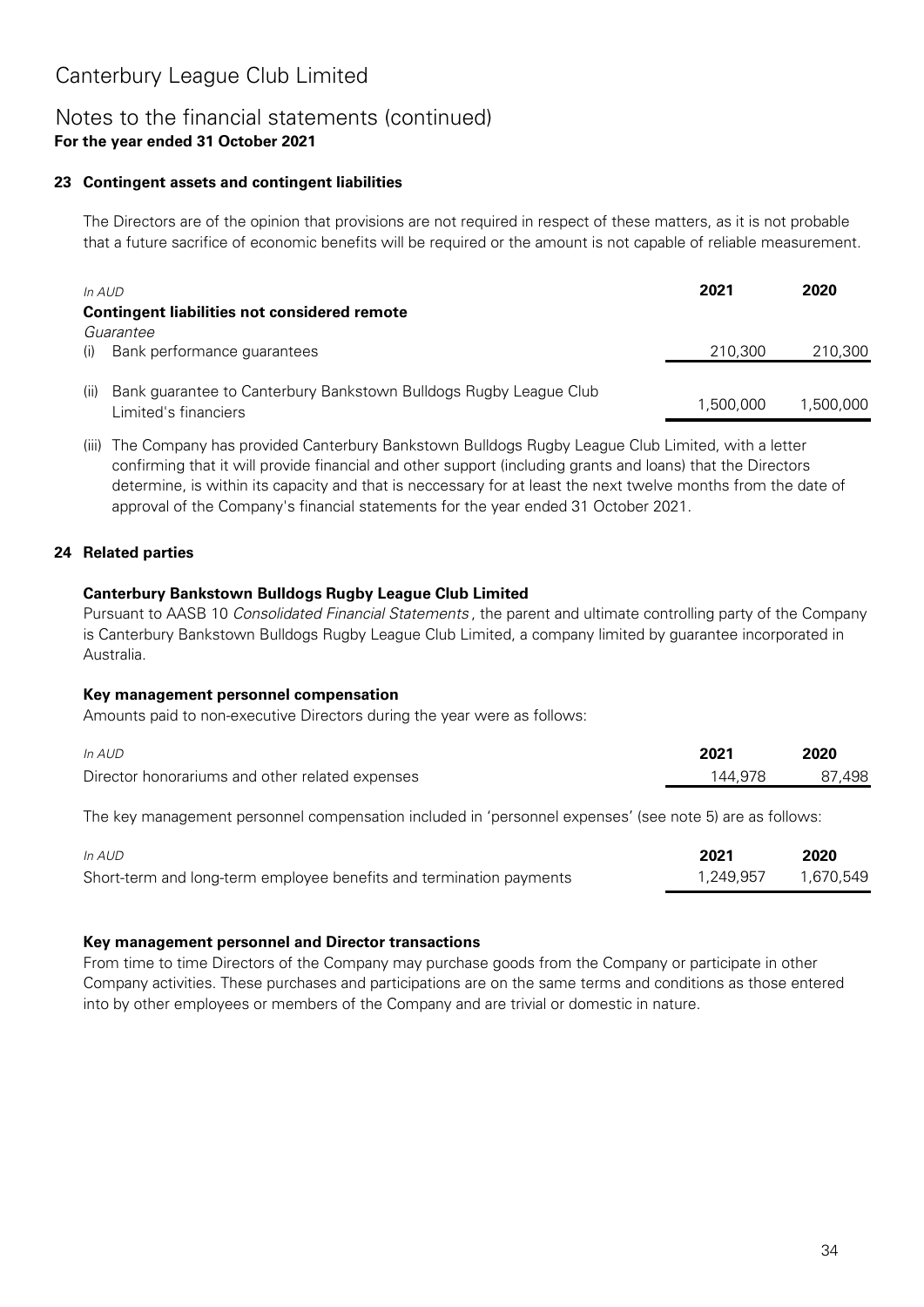# Canterbury League Club Limited

## Notes to the financial statements (continued)

**For the year ended 31 October 2021**

### 23 Contingent assets and contingent liabilities

The Directors are of the opinion that provisions are not required in respect of these matters, as it is not probable that a future sacrifice of economic benefits will be required or the amount is not capable of reliable measurement.

| *In AUD* | 2021 | 2020 |
|---|---|---|
| **Contingent liabilities not considered remote** | | |
| *Guarantee* | | |
| (i) Bank performance guarantees | 210,300 | 210,300 |
| (ii) Bank guarantee to Canterbury Bankstown Bulldogs Rugby League Club Limited's financiers | 1,500,000 | 1,500,000 |

(iii) The Company has provided Canterbury Bankstown Bulldogs Rugby League Club Limited, with a letter confirming that it will provide financial and other support (including grants and loans) that the Directors determine, is within its capacity and that is neccessary for at least the next twelve months from the date of approval of the Company's financial statements for the year ended 31 October 2021.

### 24 Related parties

**Canterbury Bankstown Bulldogs Rugby League Club Limited**

Pursuant to AASB 10 *Consolidated Financial Statements*, the parent and ultimate controlling party of the Company is Canterbury Bankstown Bulldogs Rugby League Club Limited, a company limited by guarantee incorporated in Australia.

**Key management personnel compensation**

Amounts paid to non-executive Directors during the year were as follows:

| *In AUD* | 2021 | 2020 |
|---|---|---|
| Director honorariums and other related expenses | 144,978 | 87,498 |

The key management personnel compensation included in 'personnel expenses' (see note 5) are as follows:

| *In AUD* | 2021 | 2020 |
|---|---|---|
| Short-term and long-term employee benefits and termination payments | 1,249,957 | 1,670,549 |

**Key management personnel and Director transactions**

From time to time Directors of the Company may purchase goods from the Company or participate in other Company activities. These purchases and participations are on the same terms and conditions as those entered into by other employees or members of the Company and are trivial or domestic in nature.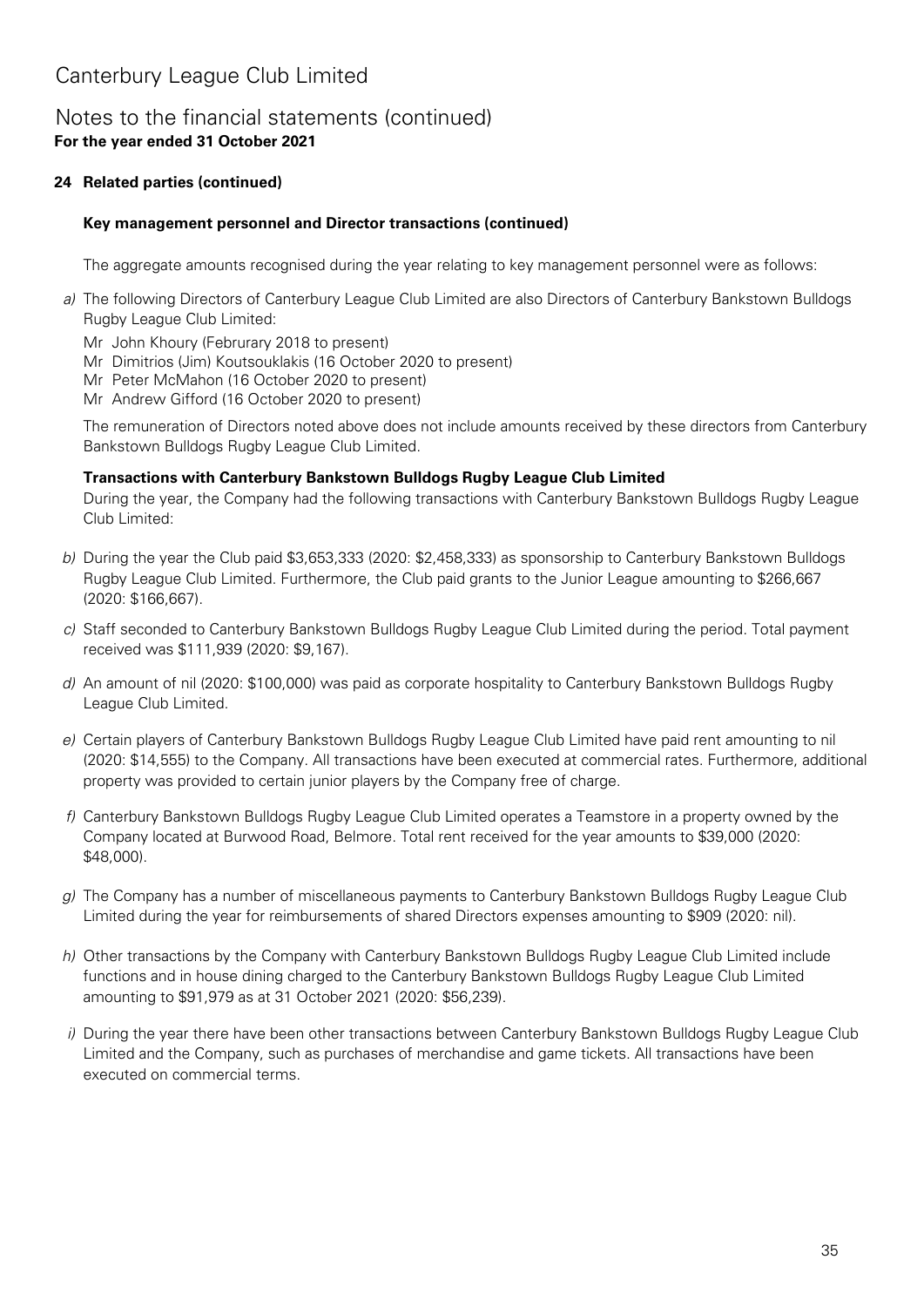# Canterbury League Club Limited

## Notes to the financial statements (continued)

**For the year ended 31 October 2021**

### 24 Related parties (continued)

#### Key management personnel and Director transactions (continued)

The aggregate amounts recognised during the year relating to key management personnel were as follows:

*a)* The following Directors of Canterbury League Club Limited are also Directors of Canterbury Bankstown Bulldogs Rugby League Club Limited:

Mr John Khoury (Februrary 2018 to present)
Mr Dimitrios (Jim) Koutsouklakis (16 October 2020 to present)
Mr Peter McMahon (16 October 2020 to present)
Mr Andrew Gifford (16 October 2020 to present)

The remuneration of Directors noted above does not include amounts received by these directors from Canterbury Bankstown Bulldogs Rugby League Club Limited.

**Transactions with Canterbury Bankstown Bulldogs Rugby League Club Limited**

During the year, the Company had the following transactions with Canterbury Bankstown Bulldogs Rugby League Club Limited:

*b)* During the year the Club paid $3,653,333 (2020: $2,458,333) as sponsorship to Canterbury Bankstown Bulldogs Rugby League Club Limited. Furthermore, the Club paid grants to the Junior League amounting to $266,667 (2020: $166,667).

*c)* Staff seconded to Canterbury Bankstown Bulldogs Rugby League Club Limited during the period. Total payment received was $111,939 (2020: $9,167).

*d)* An amount of nil (2020: $100,000) was paid as corporate hospitality to Canterbury Bankstown Bulldogs Rugby League Club Limited.

*e)* Certain players of Canterbury Bankstown Bulldogs Rugby League Club Limited have paid rent amounting to nil (2020: $14,555) to the Company. All transactions have been executed at commercial rates. Furthermore, additional property was provided to certain junior players by the Company free of charge.

*f)* Canterbury Bankstown Bulldogs Rugby League Club Limited operates a Teamstore in a property owned by the Company located at Burwood Road, Belmore. Total rent received for the year amounts to $39,000 (2020: $48,000).

*g)* The Company has a number of miscellaneous payments to Canterbury Bankstown Bulldogs Rugby League Club Limited during the year for reimbursements of shared Directors expenses amounting to $909 (2020: nil).

*h)* Other transactions by the Company with Canterbury Bankstown Bulldogs Rugby League Club Limited include functions and in house dining charged to the Canterbury Bankstown Bulldogs Rugby League Club Limited amounting to $91,979 as at 31 October 2021 (2020: $56,239).

*i)* During the year there have been other transactions between Canterbury Bankstown Bulldogs Rugby League Club Limited and the Company, such as purchases of merchandise and game tickets. All transactions have been executed on commercial terms.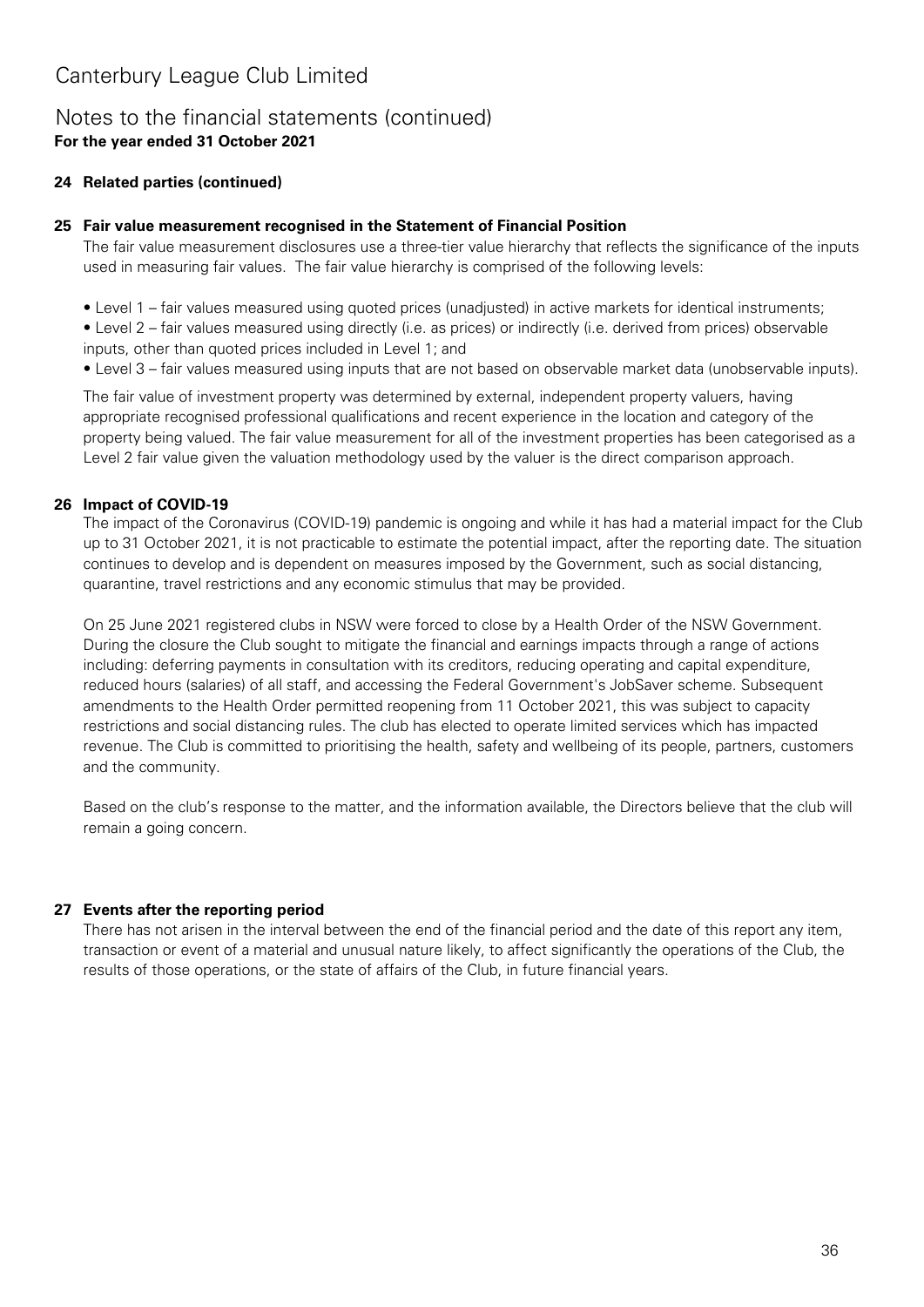# Canterbury League Club Limited

## Notes to the financial statements (continued)

**For the year ended 31 October 2021**

### 24 Related parties (continued)

### 25 Fair value measurement recognised in the Statement of Financial Position

The fair value measurement disclosures use a three-tier value hierarchy that reflects the significance of the inputs used in measuring fair values. The fair value hierarchy is comprised of the following levels:

- Level 1 – fair values measured using quoted prices (unadjusted) in active markets for identical instruments;
- Level 2 – fair values measured using directly (i.e. as prices) or indirectly (i.e. derived from prices) observable inputs, other than quoted prices included in Level 1; and
- Level 3 – fair values measured using inputs that are not based on observable market data (unobservable inputs).

The fair value of investment property was determined by external, independent property valuers, having appropriate recognised professional qualifications and recent experience in the location and category of the property being valued. The fair value measurement for all of the investment properties has been categorised as a Level 2 fair value given the valuation methodology used by the valuer is the direct comparison approach.

### 26 Impact of COVID-19

The impact of the Coronavirus (COVID-19) pandemic is ongoing and while it has had a material impact for the Club up to 31 October 2021, it is not practicable to estimate the potential impact, after the reporting date. The situation continues to develop and is dependent on measures imposed by the Government, such as social distancing, quarantine, travel restrictions and any economic stimulus that may be provided.

On 25 June 2021 registered clubs in NSW were forced to close by a Health Order of the NSW Government. During the closure the Club sought to mitigate the financial and earnings impacts through a range of actions including: deferring payments in consultation with its creditors, reducing operating and capital expenditure, reduced hours (salaries) of all staff, and accessing the Federal Government's JobSaver scheme. Subsequent amendments to the Health Order permitted reopening from 11 October 2021, this was subject to capacity restrictions and social distancing rules. The club has elected to operate limited services which has impacted revenue. The Club is committed to prioritising the health, safety and wellbeing of its people, partners, customers and the community.

Based on the club's response to the matter, and the information available, the Directors believe that the club will remain a going concern.

### 27 Events after the reporting period

There has not arisen in the interval between the end of the financial period and the date of this report any item, transaction or event of a material and unusual nature likely, to affect significantly the operations of the Club, the results of those operations, or the state of affairs of the Club, in future financial years.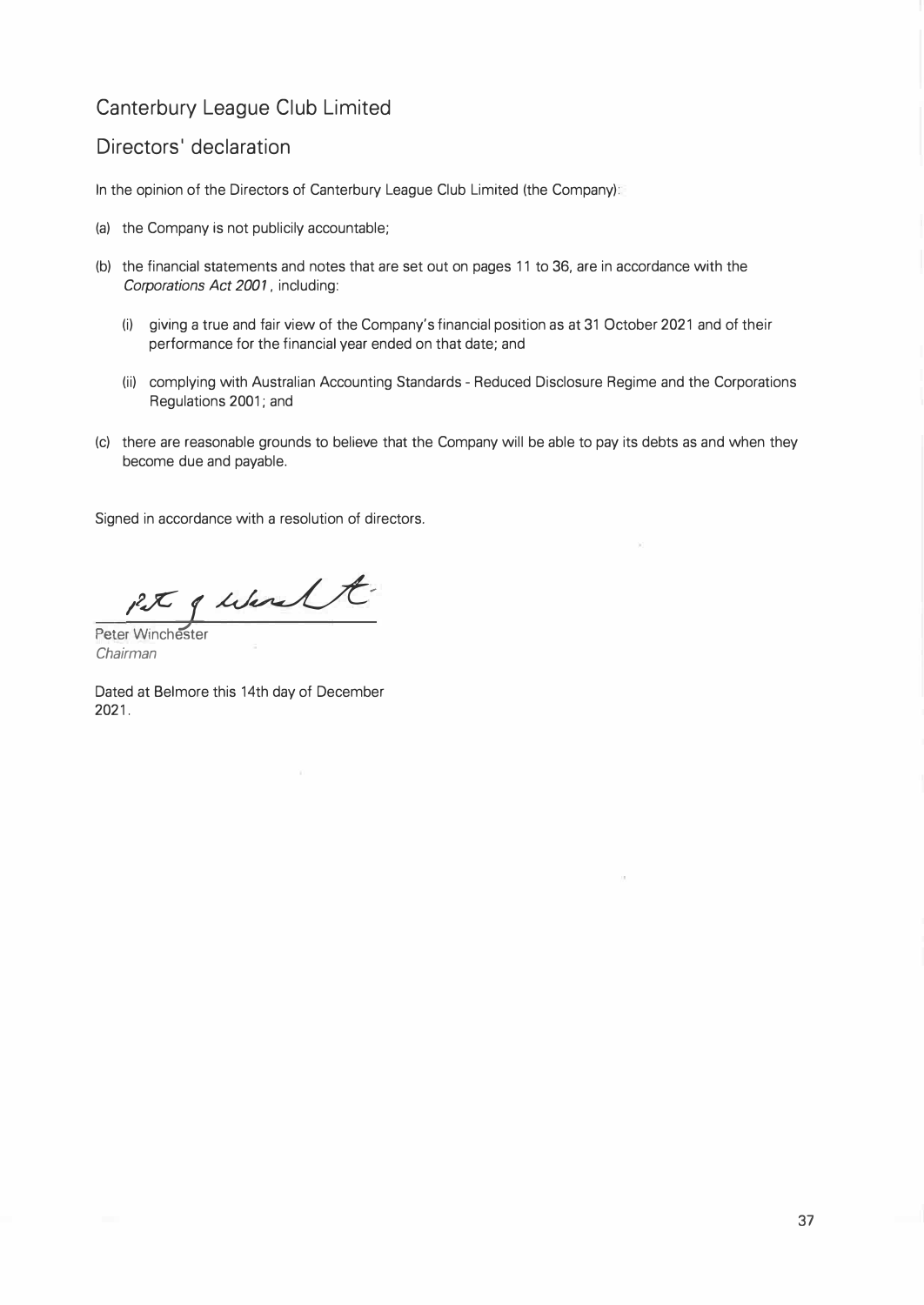# Canterbury League Club Limited

## Directors' declaration

In the opinion of the Directors of Canterbury League Club Limited (the Company):

(a) the Company is not publicily accountable;

(b) the financial statements and notes that are set out on pages 11 to 36, are in accordance with the *Corporations Act 2001*, including:

(i) giving a true and fair view of the Company's financial position as at 31 October 2021 and of their performance for the financial year ended on that date; and

(ii) complying with Australian Accounting Standards - Reduced Disclosure Regime and the Corporations Regulations 2001; and

(c) there are reasonable grounds to believe that the Company will be able to pay its debts as and when they become due and payable.

Signed in accordance with a resolution of directors.

Peter Winchester
*Chairman*

Dated at Belmore this 14th day of December 2021.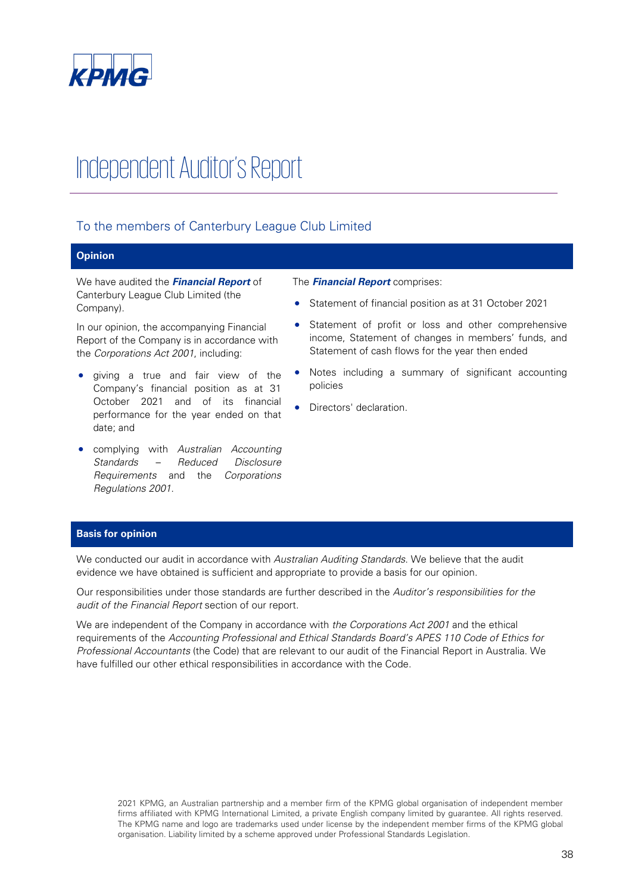KPMG

# Independent Auditor's Report

## To the members of Canterbury League Club Limited

### Opinion

We have audited the ***Financial Report*** of Canterbury League Club Limited (the Company).

In our opinion, the accompanying Financial Report of the Company is in accordance with the *Corporations Act 2001*, including:

- giving a true and fair view of the Company's financial position as at 31 October 2021 and of its financial performance for the year ended on that date; and
- complying with *Australian Accounting Standards – Reduced Disclosure Requirements* and the *Corporations Regulations 2001*.

The ***Financial Report*** comprises:

- Statement of financial position as at 31 October 2021
- Statement of profit or loss and other comprehensive income, Statement of changes in members' funds, and Statement of cash flows for the year then ended
- Notes including a summary of significant accounting policies
- Directors' declaration.

### Basis for opinion

We conducted our audit in accordance with *Australian Auditing Standards*. We believe that the audit evidence we have obtained is sufficient and appropriate to provide a basis for our opinion.

Our responsibilities under those standards are further described in the *Auditor's responsibilities for the audit of the Financial Report* section of our report.

We are independent of the Company in accordance with *the Corporations Act 2001* and the ethical requirements of the *Accounting Professional and Ethical Standards Board's APES 110 Code of Ethics for Professional Accountants* (the Code) that are relevant to our audit of the Financial Report in Australia. We have fulfilled our other ethical responsibilities in accordance with the Code.

2021 KPMG, an Australian partnership and a member firm of the KPMG global organisation of independent member firms affiliated with KPMG International Limited, a private English company limited by guarantee. All rights reserved. The KPMG name and logo are trademarks used under license by the independent member firms of the KPMG global organisation. Liability limited by a scheme approved under Professional Standards Legislation.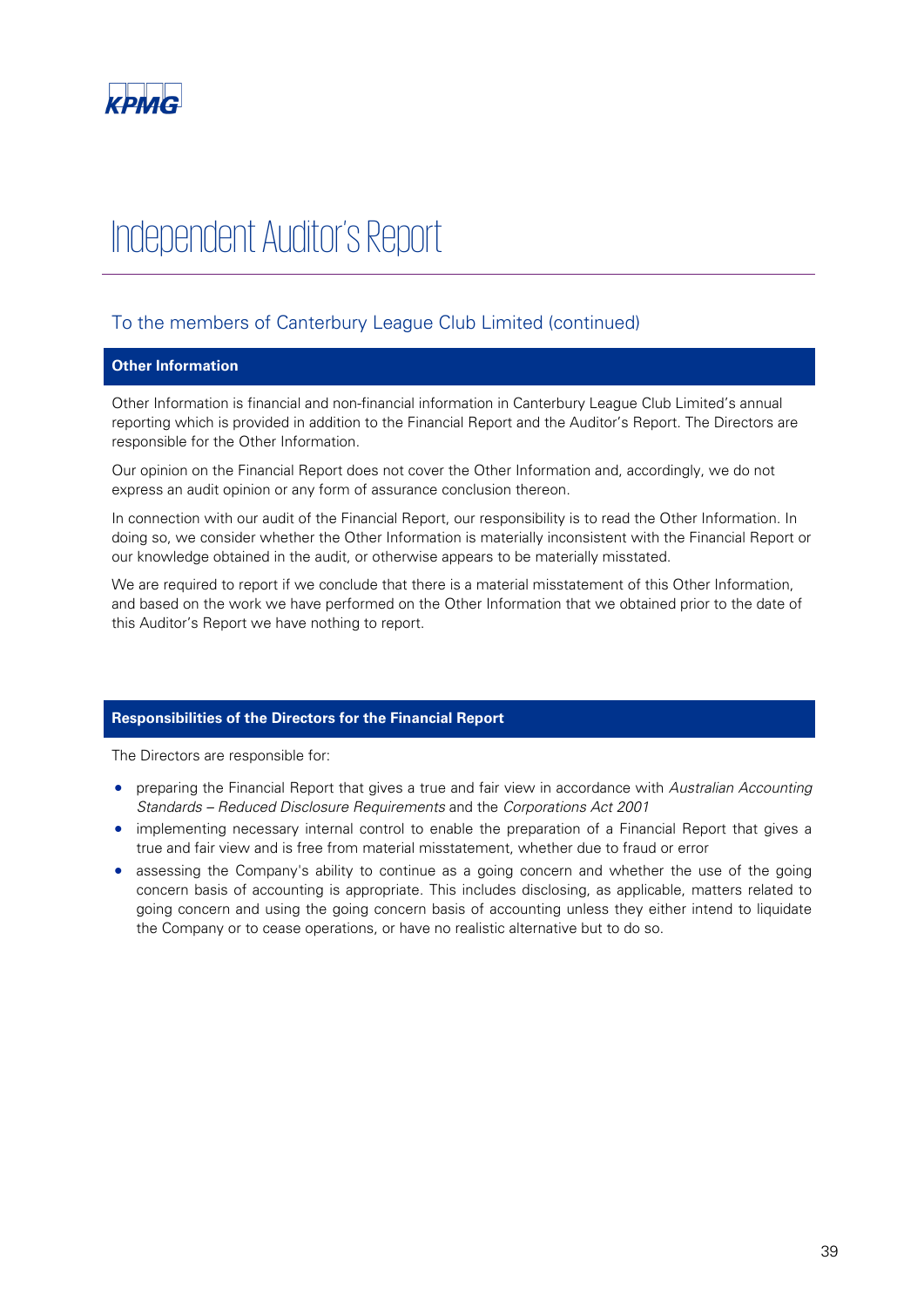# Independent Auditor's Report

## To the members of Canterbury League Club Limited (continued)

### Other Information

Other Information is financial and non-financial information in Canterbury League Club Limited's annual reporting which is provided in addition to the Financial Report and the Auditor's Report. The Directors are responsible for the Other Information.

Our opinion on the Financial Report does not cover the Other Information and, accordingly, we do not express an audit opinion or any form of assurance conclusion thereon.

In connection with our audit of the Financial Report, our responsibility is to read the Other Information. In doing so, we consider whether the Other Information is materially inconsistent with the Financial Report or our knowledge obtained in the audit, or otherwise appears to be materially misstated.

We are required to report if we conclude that there is a material misstatement of this Other Information, and based on the work we have performed on the Other Information that we obtained prior to the date of this Auditor's Report we have nothing to report.

### Responsibilities of the Directors for the Financial Report

The Directors are responsible for:

- preparing the Financial Report that gives a true and fair view in accordance with *Australian Accounting Standards – Reduced Disclosure Requirements* and the *Corporations Act 2001*
- implementing necessary internal control to enable the preparation of a Financial Report that gives a true and fair view and is free from material misstatement, whether due to fraud or error
- assessing the Company's ability to continue as a going concern and whether the use of the going concern basis of accounting is appropriate. This includes disclosing, as applicable, matters related to going concern and using the going concern basis of accounting unless they either intend to liquidate the Company or to cease operations, or have no realistic alternative but to do so.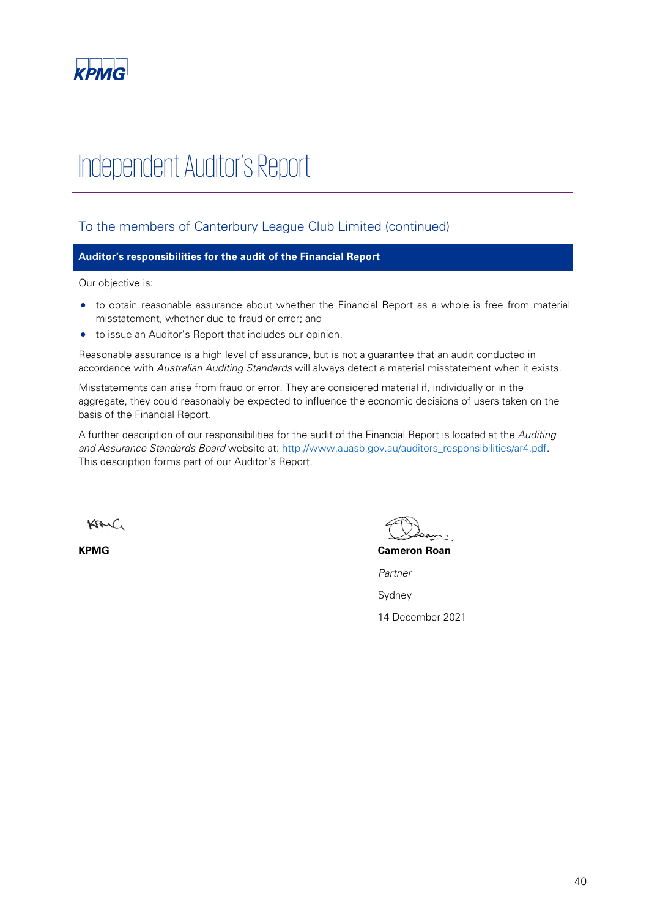# Independent Auditor's Report

## To the members of Canterbury League Club Limited (continued)

### Auditor's responsibilities for the audit of the Financial Report

Our objective is:

- to obtain reasonable assurance about whether the Financial Report as a whole is free from material misstatement, whether due to fraud or error; and
- to issue an Auditor's Report that includes our opinion.

Reasonable assurance is a high level of assurance, but is not a guarantee that an audit conducted in accordance with *Australian Auditing Standards* will always detect a material misstatement when it exists.

Misstatements can arise from fraud or error. They are considered material if, individually or in the aggregate, they could reasonably be expected to influence the economic decisions of users taken on the basis of the Financial Report.

A further description of our responsibilities for the audit of the Financial Report is located at the *Auditing and Assurance Standards Board* website at: http://www.auasb.gov.au/auditors_responsibilities/ar4.pdf. This description forms part of our Auditor's Report.

**KPMG**

**Cameron Roan**

*Partner*

Sydney

14 December 2021